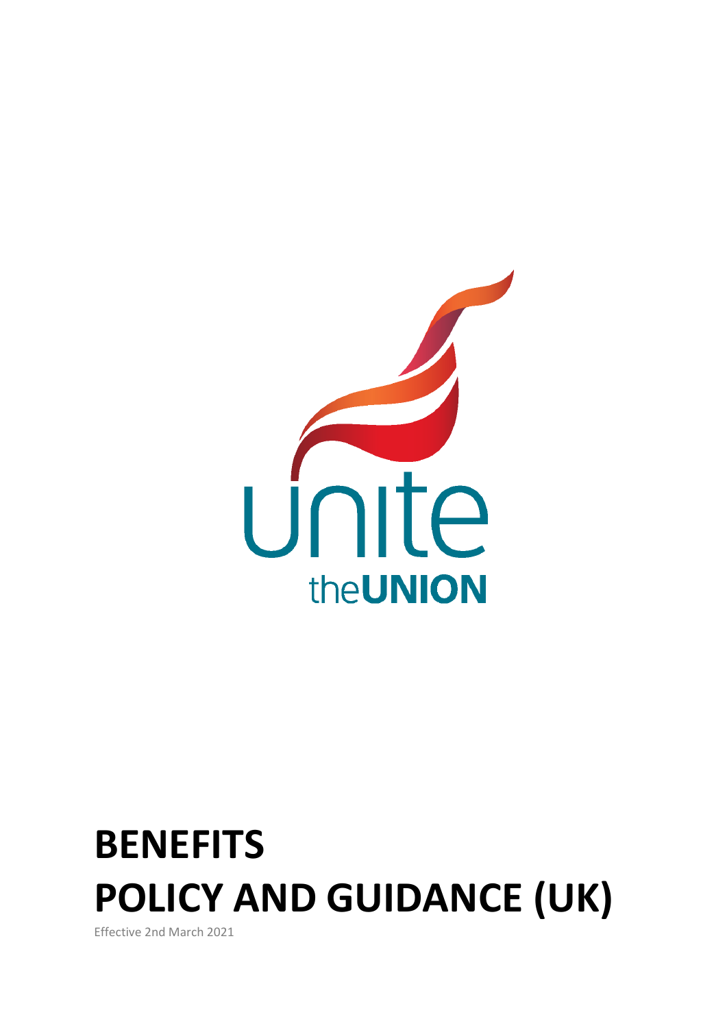unite

theUNION

# BENEFITS POLICY AND GUIDANCE (UK)

Effective 2nd March 2021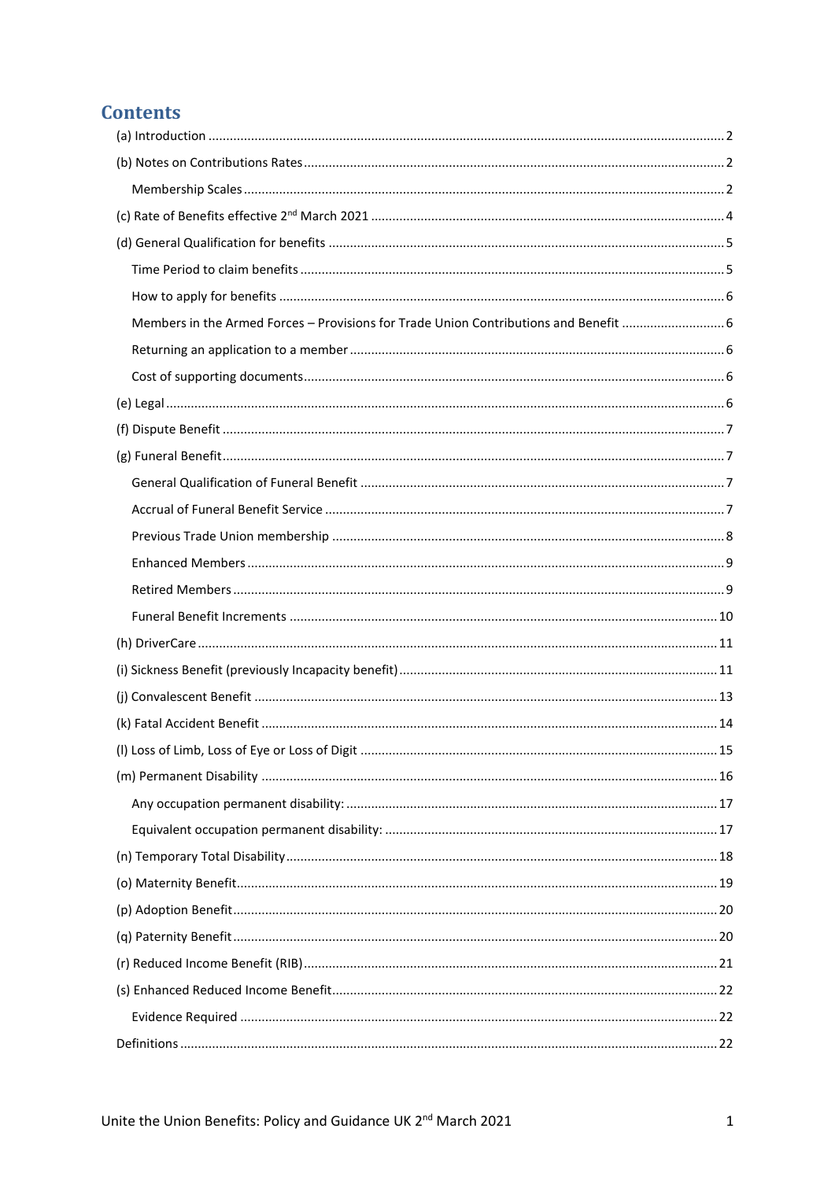# Contents

- (a) Introduction ..... 2
- (b) Notes on Contributions Rates ..... 2
  - Membership Scales ..... 2
- (c) Rate of Benefits effective 2nd March 2021 ..... 4
- (d) General Qualification for benefits ..... 5
  - Time Period to claim benefits ..... 5
  - How to apply for benefits ..... 6
  - Members in the Armed Forces – Provisions for Trade Union Contributions and Benefit ..... 6
  - Returning an application to a member ..... 6
  - Cost of supporting documents ..... 6
- (e) Legal ..... 6
- (f) Dispute Benefit ..... 7
- (g) Funeral Benefit ..... 7
  - General Qualification of Funeral Benefit ..... 7
  - Accrual of Funeral Benefit Service ..... 7
  - Previous Trade Union membership ..... 8
  - Enhanced Members ..... 9
  - Retired Members ..... 9
  - Funeral Benefit Increments ..... 10
- (h) DriverCare ..... 11
- (i) Sickness Benefit (previously Incapacity benefit) ..... 11
- (j) Convalescent Benefit ..... 13
- (k) Fatal Accident Benefit ..... 14
- (l) Loss of Limb, Loss of Eye or Loss of Digit ..... 15
- (m) Permanent Disability ..... 16
  - Any occupation permanent disability: ..... 17
  - Equivalent occupation permanent disability: ..... 17
- (n) Temporary Total Disability ..... 18
- (o) Maternity Benefit ..... 19
- (p) Adoption Benefit ..... 20
- (q) Paternity Benefit ..... 20
- (r) Reduced Income Benefit (RIB) ..... 21
- (s) Enhanced Reduced Income Benefit ..... 22
  - Evidence Required ..... 22
- Definitions ..... 22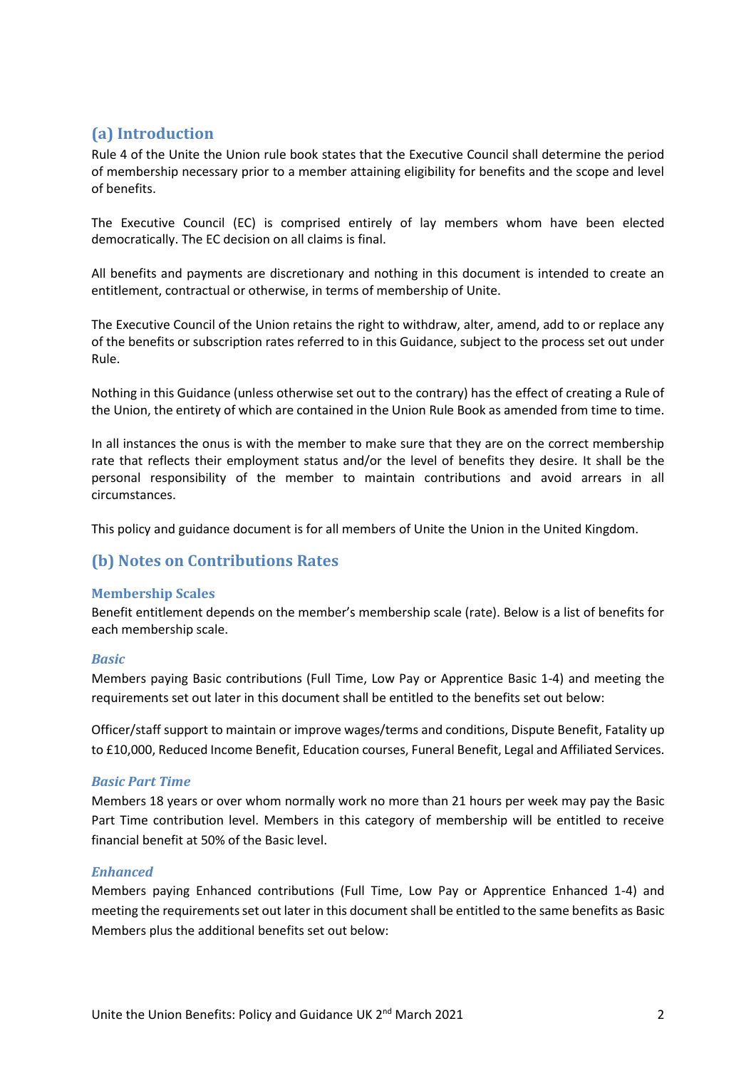## (a) Introduction

Rule 4 of the Unite the Union rule book states that the Executive Council shall determine the period of membership necessary prior to a member attaining eligibility for benefits and the scope and level of benefits.

The Executive Council (EC) is comprised entirely of lay members whom have been elected democratically. The EC decision on all claims is final.

All benefits and payments are discretionary and nothing in this document is intended to create an entitlement, contractual or otherwise, in terms of membership of Unite.

The Executive Council of the Union retains the right to withdraw, alter, amend, add to or replace any of the benefits or subscription rates referred to in this Guidance, subject to the process set out under Rule.

Nothing in this Guidance (unless otherwise set out to the contrary) has the effect of creating a Rule of the Union, the entirety of which are contained in the Union Rule Book as amended from time to time.

In all instances the onus is with the member to make sure that they are on the correct membership rate that reflects their employment status and/or the level of benefits they desire. It shall be the personal responsibility of the member to maintain contributions and avoid arrears in all circumstances.

This policy and guidance document is for all members of Unite the Union in the United Kingdom.

## (b) Notes on Contributions Rates

### Membership Scales

Benefit entitlement depends on the member's membership scale (rate). Below is a list of benefits for each membership scale.

#### *Basic*

Members paying Basic contributions (Full Time, Low Pay or Apprentice Basic 1-4) and meeting the requirements set out later in this document shall be entitled to the benefits set out below:

Officer/staff support to maintain or improve wages/terms and conditions, Dispute Benefit, Fatality up to £10,000, Reduced Income Benefit, Education courses, Funeral Benefit, Legal and Affiliated Services.

#### *Basic Part Time*

Members 18 years or over whom normally work no more than 21 hours per week may pay the Basic Part Time contribution level. Members in this category of membership will be entitled to receive financial benefit at 50% of the Basic level.

#### *Enhanced*

Members paying Enhanced contributions (Full Time, Low Pay or Apprentice Enhanced 1-4) and meeting the requirements set out later in this document shall be entitled to the same benefits as Basic Members plus the additional benefits set out below: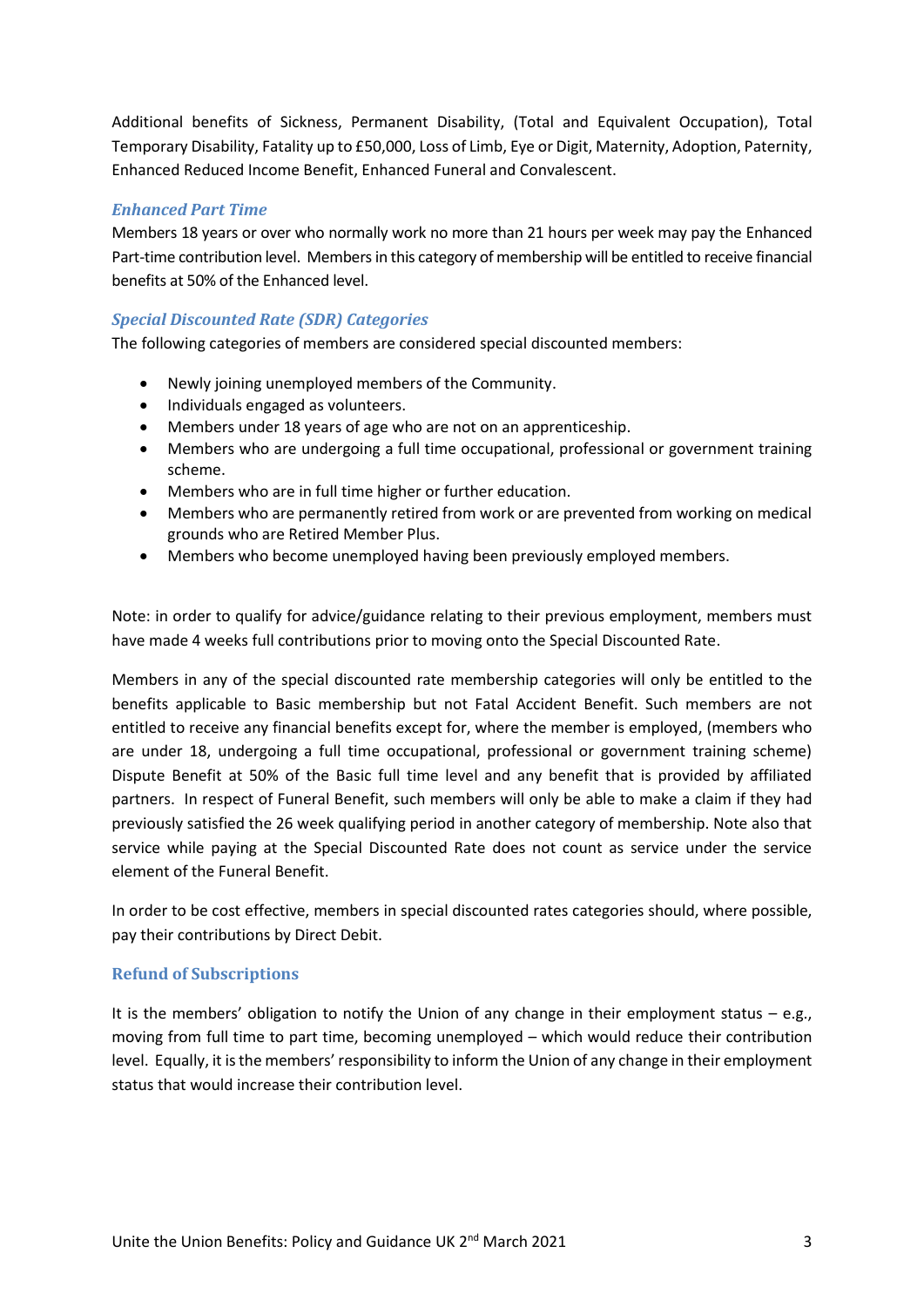Additional benefits of Sickness, Permanent Disability, (Total and Equivalent Occupation), Total Temporary Disability, Fatality up to £50,000, Loss of Limb, Eye or Digit, Maternity, Adoption, Paternity, Enhanced Reduced Income Benefit, Enhanced Funeral and Convalescent.

### *Enhanced Part Time*

Members 18 years or over who normally work no more than 21 hours per week may pay the Enhanced Part-time contribution level. Members in this category of membership will be entitled to receive financial benefits at 50% of the Enhanced level.

### *Special Discounted Rate (SDR) Categories*

The following categories of members are considered special discounted members:

- Newly joining unemployed members of the Community.
- Individuals engaged as volunteers.
- Members under 18 years of age who are not on an apprenticeship.
- Members who are undergoing a full time occupational, professional or government training scheme.
- Members who are in full time higher or further education.
- Members who are permanently retired from work or are prevented from working on medical grounds who are Retired Member Plus.
- Members who become unemployed having been previously employed members.

Note: in order to qualify for advice/guidance relating to their previous employment, members must have made 4 weeks full contributions prior to moving onto the Special Discounted Rate.

Members in any of the special discounted rate membership categories will only be entitled to the benefits applicable to Basic membership but not Fatal Accident Benefit. Such members are not entitled to receive any financial benefits except for, where the member is employed, (members who are under 18, undergoing a full time occupational, professional or government training scheme) Dispute Benefit at 50% of the Basic full time level and any benefit that is provided by affiliated partners. In respect of Funeral Benefit, such members will only be able to make a claim if they had previously satisfied the 26 week qualifying period in another category of membership. Note also that service while paying at the Special Discounted Rate does not count as service under the service element of the Funeral Benefit.

In order to be cost effective, members in special discounted rates categories should, where possible, pay their contributions by Direct Debit.

## Refund of Subscriptions

It is the members' obligation to notify the Union of any change in their employment status – e.g., moving from full time to part time, becoming unemployed – which would reduce their contribution level. Equally, it is the members' responsibility to inform the Union of any change in their employment status that would increase their contribution level.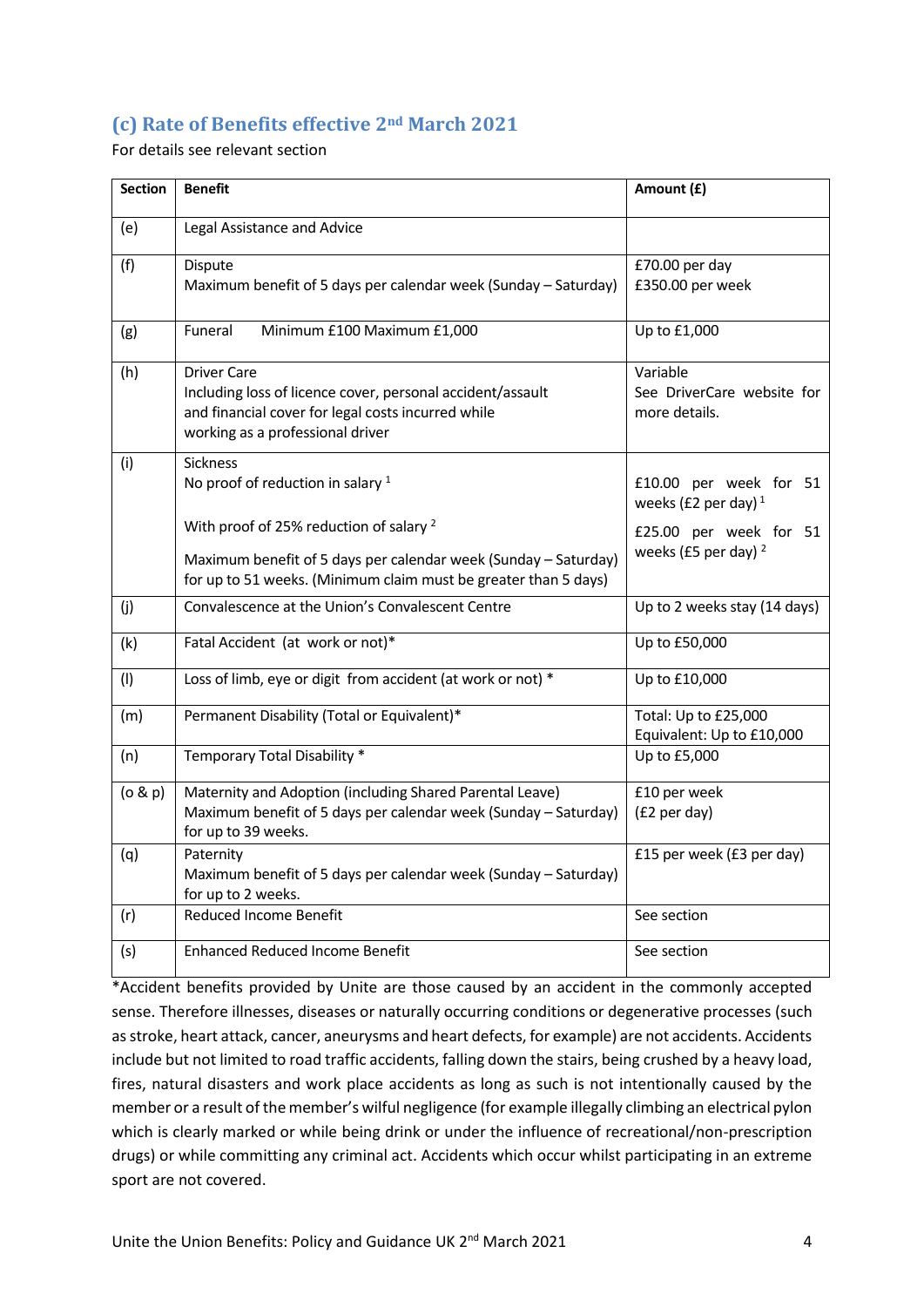## (c) Rate of Benefits effective 2nd March 2021

For details see relevant section

| Section | Benefit | Amount (£) |
|---|---|---|
| (e) | Legal Assistance and Advice | |
| (f) | Dispute<br>Maximum benefit of 5 days per calendar week (Sunday – Saturday) | £70.00 per day<br>£350.00 per week |
| (g) | Funeral Minimum £100 Maximum £1,000 | Up to £1,000 |
| (h) | Driver Care<br>Including loss of licence cover, personal accident/assault and financial cover for legal costs incurred while working as a professional driver | Variable<br>See DriverCare website for more details. |
| (i) | Sickness<br>No proof of reduction in salary [1]<br><br>With proof of 25% reduction of salary [2]<br><br>Maximum benefit of 5 days per calendar week (Sunday – Saturday) for up to 51 weeks. (Minimum claim must be greater than 5 days) | <br>£10.00 per week for 51 weeks (£2 per day) [1]<br><br>£25.00 per week for 51 weeks (£5 per day) [2] |
| (j) | Convalescence at the Union's Convalescent Centre | Up to 2 weeks stay (14 days) |
| (k) | Fatal Accident (at work or not)* | Up to £50,000 |
| (l) | Loss of limb, eye or digit from accident (at work or not) * | Up to £10,000 |
| (m) | Permanent Disability (Total or Equivalent)* | Total: Up to £25,000<br>Equivalent: Up to £10,000 |
| (n) | Temporary Total Disability * | Up to £5,000 |
| (o & p) | Maternity and Adoption (including Shared Parental Leave)<br>Maximum benefit of 5 days per calendar week (Sunday – Saturday) for up to 39 weeks. | £10 per week<br>(£2 per day) |
| (q) | Paternity<br>Maximum benefit of 5 days per calendar week (Sunday – Saturday) for up to 2 weeks. | £15 per week (£3 per day) |
| (r) | Reduced Income Benefit | See section |
| (s) | Enhanced Reduced Income Benefit | See section |

*Accident benefits provided by Unite are those caused by an accident in the commonly accepted sense. Therefore illnesses, diseases or naturally occurring conditions or degenerative processes (such as stroke, heart attack, cancer, aneurysms and heart defects, for example) are not accidents. Accidents include but not limited to road traffic accidents, falling down the stairs, being crushed by a heavy load, fires, natural disasters and work place accidents as long as such is not intentionally caused by the member or a result of the member's wilful negligence (for example illegally climbing an electrical pylon which is clearly marked or while being drink or under the influence of recreational/non-prescription drugs) or while committing any criminal act. Accidents which occur whilst participating in an extreme sport are not covered.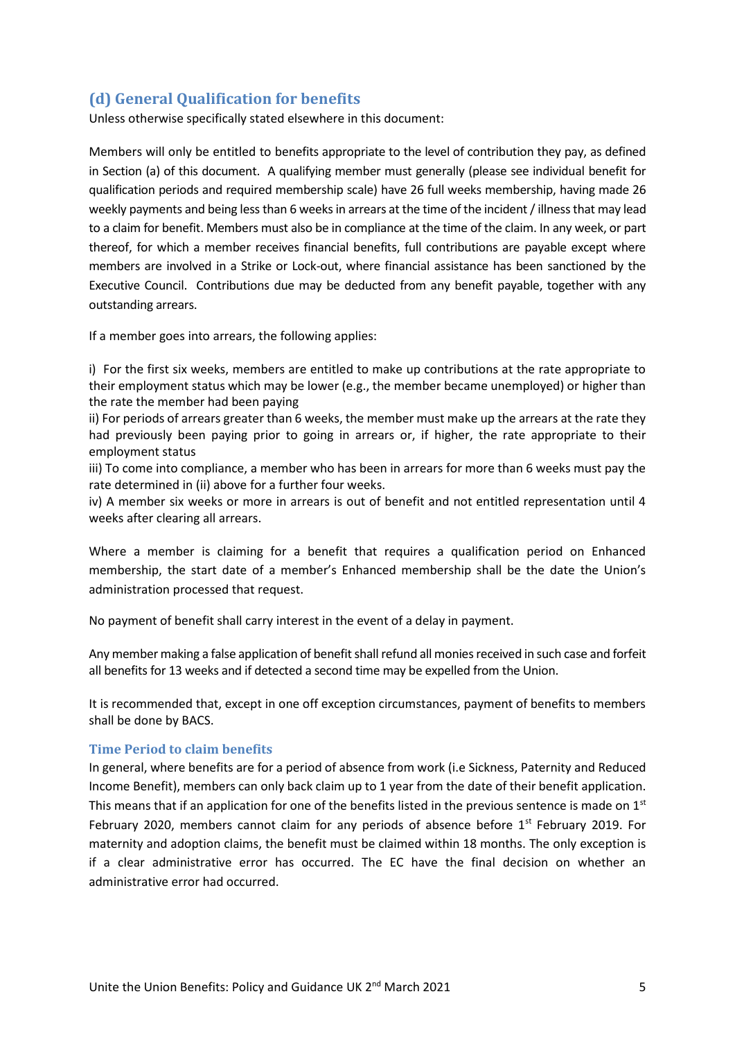## (d) General Qualification for benefits

Unless otherwise specifically stated elsewhere in this document:

Members will only be entitled to benefits appropriate to the level of contribution they pay, as defined in Section (a) of this document. A qualifying member must generally (please see individual benefit for qualification periods and required membership scale) have 26 full weeks membership, having made 26 weekly payments and being less than 6 weeks in arrears at the time of the incident / illness that may lead to a claim for benefit. Members must also be in compliance at the time of the claim. In any week, or part thereof, for which a member receives financial benefits, full contributions are payable except where members are involved in a Strike or Lock-out, where financial assistance has been sanctioned by the Executive Council. Contributions due may be deducted from any benefit payable, together with any outstanding arrears.

If a member goes into arrears, the following applies:

i) For the first six weeks, members are entitled to make up contributions at the rate appropriate to their employment status which may be lower (e.g., the member became unemployed) or higher than the rate the member had been paying

ii) For periods of arrears greater than 6 weeks, the member must make up the arrears at the rate they had previously been paying prior to going in arrears or, if higher, the rate appropriate to their employment status

iii) To come into compliance, a member who has been in arrears for more than 6 weeks must pay the rate determined in (ii) above for a further four weeks.

iv) A member six weeks or more in arrears is out of benefit and not entitled representation until 4 weeks after clearing all arrears.

Where a member is claiming for a benefit that requires a qualification period on Enhanced membership, the start date of a member's Enhanced membership shall be the date the Union's administration processed that request.

No payment of benefit shall carry interest in the event of a delay in payment.

Any member making a false application of benefit shall refund all monies received in such case and forfeit all benefits for 13 weeks and if detected a second time may be expelled from the Union.

It is recommended that, except in one off exception circumstances, payment of benefits to members shall be done by BACS.

### Time Period to claim benefits

In general, where benefits are for a period of absence from work (i.e Sickness, Paternity and Reduced Income Benefit), members can only back claim up to 1 year from the date of their benefit application. This means that if an application for one of the benefits listed in the previous sentence is made on 1st February 2020, members cannot claim for any periods of absence before 1st February 2019. For maternity and adoption claims, the benefit must be claimed within 18 months. The only exception is if a clear administrative error has occurred. The EC have the final decision on whether an administrative error had occurred.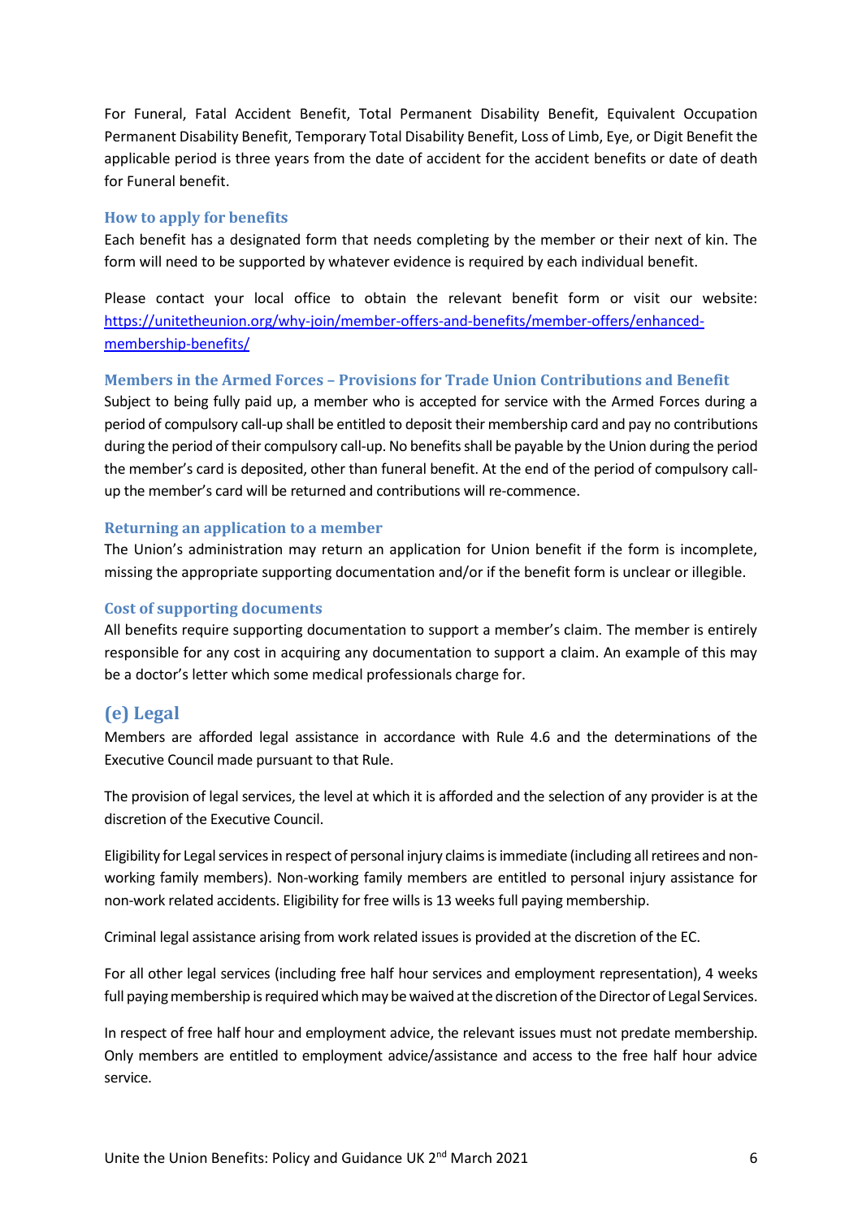For Funeral, Fatal Accident Benefit, Total Permanent Disability Benefit, Equivalent Occupation Permanent Disability Benefit, Temporary Total Disability Benefit, Loss of Limb, Eye, or Digit Benefit the applicable period is three years from the date of accident for the accident benefits or date of death for Funeral benefit.

### How to apply for benefits

Each benefit has a designated form that needs completing by the member or their next of kin. The form will need to be supported by whatever evidence is required by each individual benefit.

Please contact your local office to obtain the relevant benefit form or visit our website: [https://unitetheunion.org/why-join/member-offers-and-benefits/member-offers/enhanced-membership-benefits/](https://unitetheunion.org/why-join/member-offers-and-benefits/member-offers/enhanced-membership-benefits/)

### Members in the Armed Forces – Provisions for Trade Union Contributions and Benefit

Subject to being fully paid up, a member who is accepted for service with the Armed Forces during a period of compulsory call-up shall be entitled to deposit their membership card and pay no contributions during the period of their compulsory call-up. No benefits shall be payable by the Union during the period the member's card is deposited, other than funeral benefit. At the end of the period of compulsory call-up the member's card will be returned and contributions will re-commence.

### Returning an application to a member

The Union's administration may return an application for Union benefit if the form is incomplete, missing the appropriate supporting documentation and/or if the benefit form is unclear or illegible.

### Cost of supporting documents

All benefits require supporting documentation to support a member's claim. The member is entirely responsible for any cost in acquiring any documentation to support a claim. An example of this may be a doctor's letter which some medical professionals charge for.

## (e) Legal

Members are afforded legal assistance in accordance with Rule 4.6 and the determinations of the Executive Council made pursuant to that Rule.

The provision of legal services, the level at which it is afforded and the selection of any provider is at the discretion of the Executive Council.

Eligibility for Legal services in respect of personal injury claims is immediate (including all retirees and non-working family members). Non-working family members are entitled to personal injury assistance for non-work related accidents. Eligibility for free wills is 13 weeks full paying membership.

Criminal legal assistance arising from work related issues is provided at the discretion of the EC.

For all other legal services (including free half hour services and employment representation), 4 weeks full paying membership is required which may be waived at the discretion of the Director of Legal Services.

In respect of free half hour and employment advice, the relevant issues must not predate membership. Only members are entitled to employment advice/assistance and access to the free half hour advice service.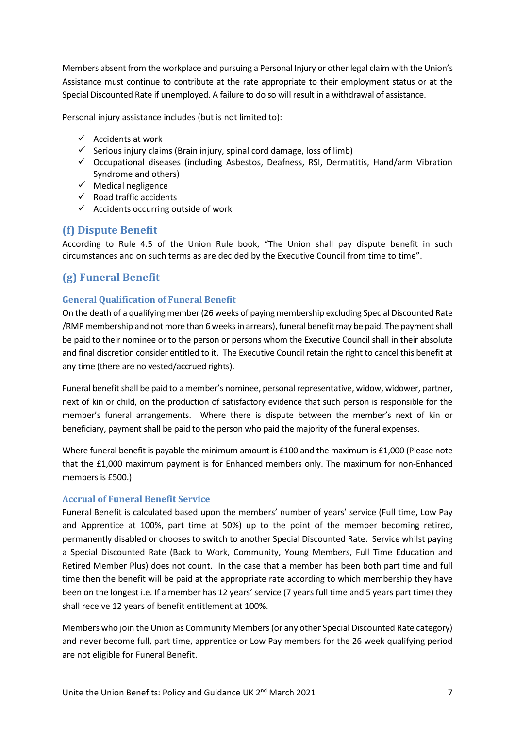Members absent from the workplace and pursuing a Personal Injury or other legal claim with the Union's Assistance must continue to contribute at the rate appropriate to their employment status or at the Special Discounted Rate if unemployed. A failure to do so will result in a withdrawal of assistance.

Personal injury assistance includes (but is not limited to):

- ✓ Accidents at work
- ✓ Serious injury claims (Brain injury, spinal cord damage, loss of limb)
- ✓ Occupational diseases (including Asbestos, Deafness, RSI, Dermatitis, Hand/arm Vibration Syndrome and others)
- ✓ Medical negligence
- ✓ Road traffic accidents
- ✓ Accidents occurring outside of work

## (f) Dispute Benefit

According to Rule 4.5 of the Union Rule book, "The Union shall pay dispute benefit in such circumstances and on such terms as are decided by the Executive Council from time to time".

## (g) Funeral Benefit

### General Qualification of Funeral Benefit

On the death of a qualifying member (26 weeks of paying membership excluding Special Discounted Rate /RMP membership and not more than 6 weeks in arrears), funeral benefit may be paid. The payment shall be paid to their nominee or to the person or persons whom the Executive Council shall in their absolute and final discretion consider entitled to it. The Executive Council retain the right to cancel this benefit at any time (there are no vested/accrued rights).

Funeral benefit shall be paid to a member's nominee, personal representative, widow, widower, partner, next of kin or child, on the production of satisfactory evidence that such person is responsible for the member's funeral arrangements. Where there is dispute between the member's next of kin or beneficiary, payment shall be paid to the person who paid the majority of the funeral expenses.

Where funeral benefit is payable the minimum amount is £100 and the maximum is £1,000 (Please note that the £1,000 maximum payment is for Enhanced members only. The maximum for non-Enhanced members is £500.)

### Accrual of Funeral Benefit Service

Funeral Benefit is calculated based upon the members' number of years' service (Full time, Low Pay and Apprentice at 100%, part time at 50%) up to the point of the member becoming retired, permanently disabled or chooses to switch to another Special Discounted Rate. Service whilst paying a Special Discounted Rate (Back to Work, Community, Young Members, Full Time Education and Retired Member Plus) does not count. In the case that a member has been both part time and full time then the benefit will be paid at the appropriate rate according to which membership they have been on the longest i.e. If a member has 12 years' service (7 years full time and 5 years part time) they shall receive 12 years of benefit entitlement at 100%.

Members who join the Union as Community Members (or any other Special Discounted Rate category) and never become full, part time, apprentice or Low Pay members for the 26 week qualifying period are not eligible for Funeral Benefit.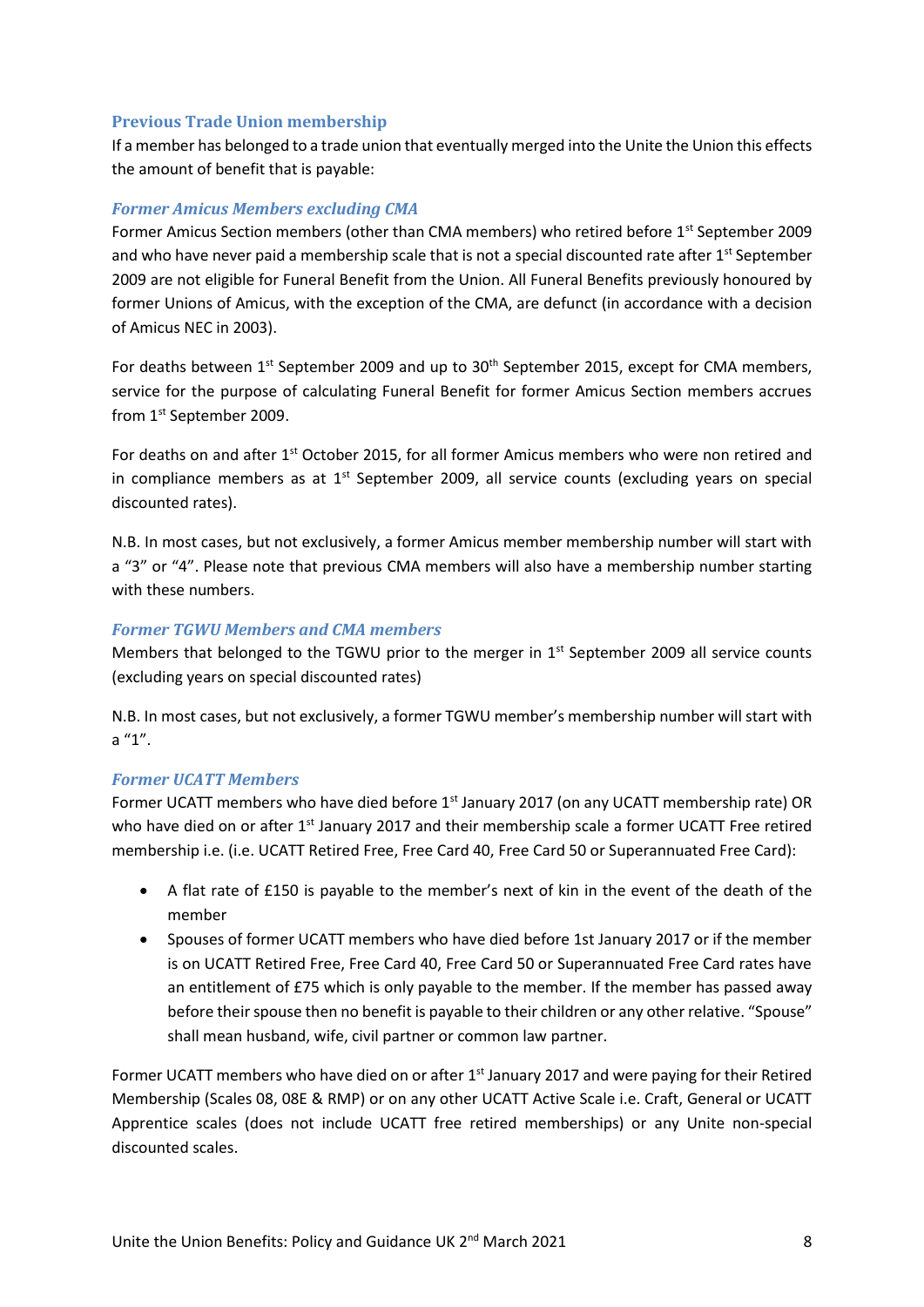### Previous Trade Union membership

If a member has belonged to a trade union that eventually merged into the Unite the Union this effects the amount of benefit that is payable:

#### *Former Amicus Members excluding CMA*

Former Amicus Section members (other than CMA members) who retired before 1st September 2009 and who have never paid a membership scale that is not a special discounted rate after 1st September 2009 are not eligible for Funeral Benefit from the Union. All Funeral Benefits previously honoured by former Unions of Amicus, with the exception of the CMA, are defunct (in accordance with a decision of Amicus NEC in 2003).

For deaths between 1st September 2009 and up to 30th September 2015, except for CMA members, service for the purpose of calculating Funeral Benefit for former Amicus Section members accrues from 1st September 2009.

For deaths on and after 1st October 2015, for all former Amicus members who were non retired and in compliance members as at 1st September 2009, all service counts (excluding years on special discounted rates).

N.B. In most cases, but not exclusively, a former Amicus member membership number will start with a “3” or “4”. Please note that previous CMA members will also have a membership number starting with these numbers.

#### *Former TGWU Members and CMA members*

Members that belonged to the TGWU prior to the merger in 1st September 2009 all service counts (excluding years on special discounted rates)

N.B. In most cases, but not exclusively, a former TGWU member’s membership number will start with a “1”.

#### *Former UCATT Members*

Former UCATT members who have died before 1st January 2017 (on any UCATT membership rate) OR who have died on or after 1st January 2017 and their membership scale a former UCATT Free retired membership i.e. (i.e. UCATT Retired Free, Free Card 40, Free Card 50 or Superannuated Free Card):

- A flat rate of £150 is payable to the member’s next of kin in the event of the death of the member
- Spouses of former UCATT members who have died before 1st January 2017 or if the member is on UCATT Retired Free, Free Card 40, Free Card 50 or Superannuated Free Card rates have an entitlement of £75 which is only payable to the member. If the member has passed away before their spouse then no benefit is payable to their children or any other relative. “Spouse” shall mean husband, wife, civil partner or common law partner.

Former UCATT members who have died on or after 1st January 2017 and were paying for their Retired Membership (Scales 08, 08E & RMP) or on any other UCATT Active Scale i.e. Craft, General or UCATT Apprentice scales (does not include UCATT free retired memberships) or any Unite non-special discounted scales.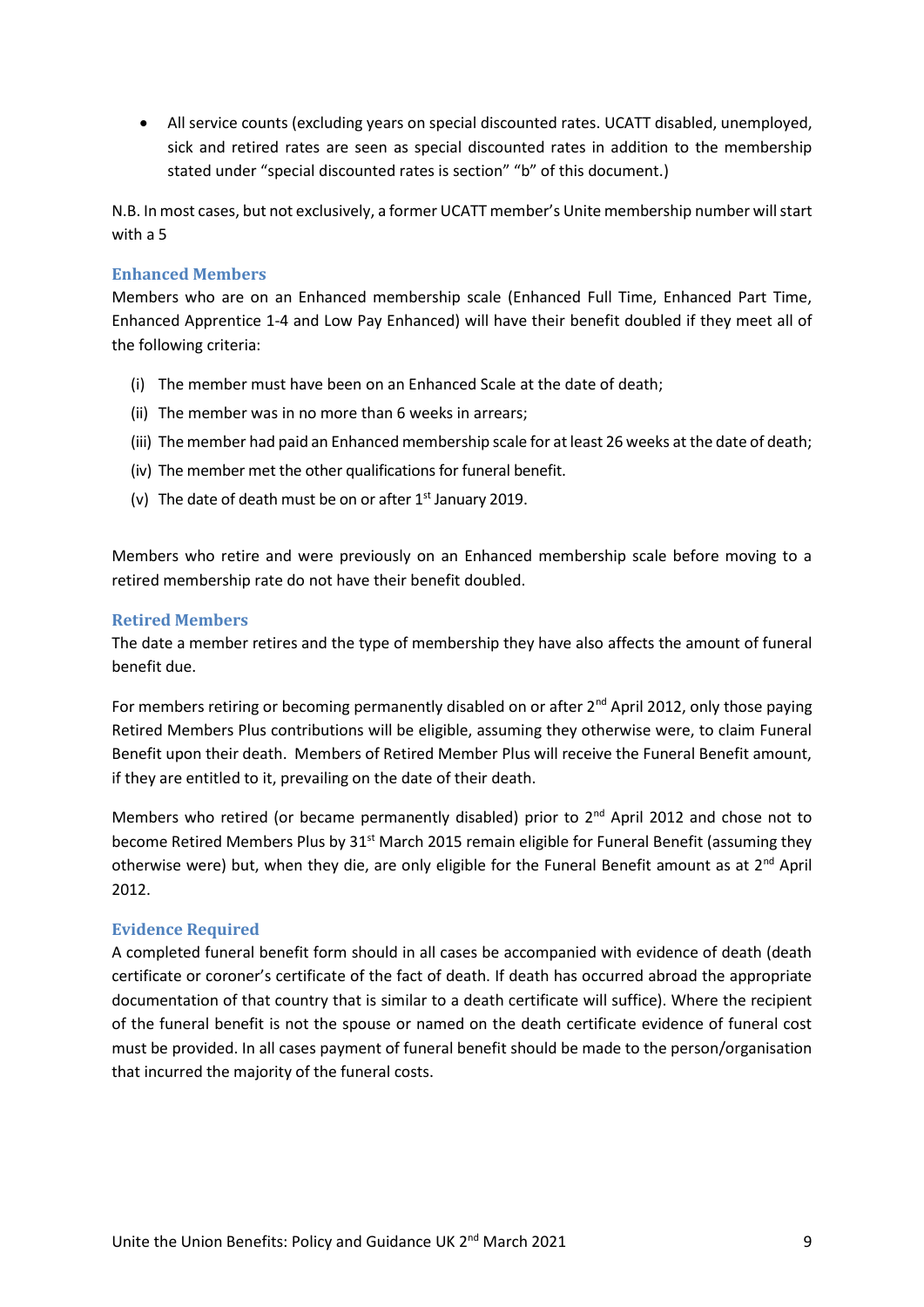- All service counts (excluding years on special discounted rates. UCATT disabled, unemployed, sick and retired rates are seen as special discounted rates in addition to the membership stated under "special discounted rates is section" "b" of this document.)

N.B. In most cases, but not exclusively, a former UCATT member's Unite membership number will start with a 5

### Enhanced Members

Members who are on an Enhanced membership scale (Enhanced Full Time, Enhanced Part Time, Enhanced Apprentice 1-4 and Low Pay Enhanced) will have their benefit doubled if they meet all of the following criteria:

(i) The member must have been on an Enhanced Scale at the date of death;

(ii) The member was in no more than 6 weeks in arrears;

(iii) The member had paid an Enhanced membership scale for at least 26 weeks at the date of death;

(iv) The member met the other qualifications for funeral benefit.

(v) The date of death must be on or after 1st January 2019.

Members who retire and were previously on an Enhanced membership scale before moving to a retired membership rate do not have their benefit doubled.

### Retired Members

The date a member retires and the type of membership they have also affects the amount of funeral benefit due.

For members retiring or becoming permanently disabled on or after 2nd April 2012, only those paying Retired Members Plus contributions will be eligible, assuming they otherwise were, to claim Funeral Benefit upon their death. Members of Retired Member Plus will receive the Funeral Benefit amount, if they are entitled to it, prevailing on the date of their death.

Members who retired (or became permanently disabled) prior to 2nd April 2012 and chose not to become Retired Members Plus by 31st March 2015 remain eligible for Funeral Benefit (assuming they otherwise were) but, when they die, are only eligible for the Funeral Benefit amount as at 2nd April 2012.

### Evidence Required

A completed funeral benefit form should in all cases be accompanied with evidence of death (death certificate or coroner's certificate of the fact of death. If death has occurred abroad the appropriate documentation of that country that is similar to a death certificate will suffice). Where the recipient of the funeral benefit is not the spouse or named on the death certificate evidence of funeral cost must be provided. In all cases payment of funeral benefit should be made to the person/organisation that incurred the majority of the funeral costs.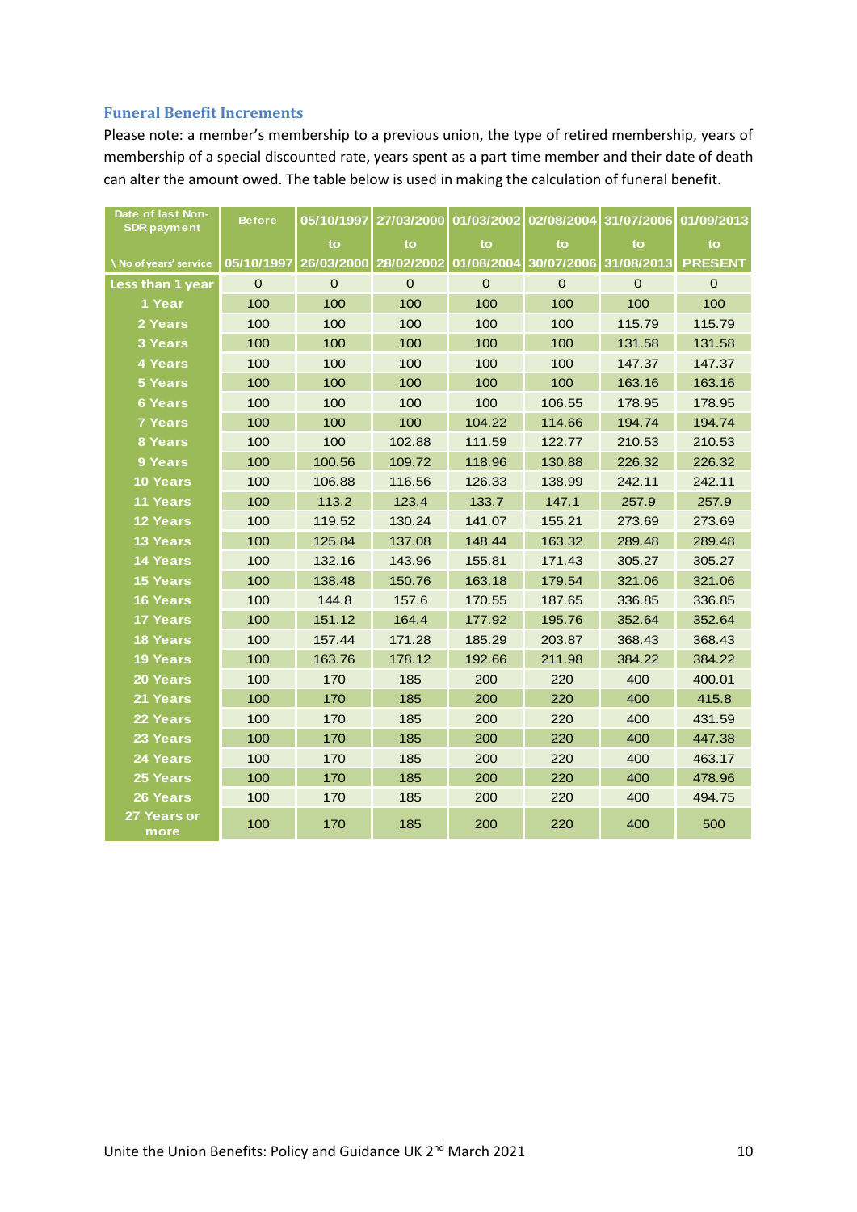### Funeral Benefit Increments

Please note: a member's membership to a previous union, the type of retired membership, years of membership of a special discounted rate, years spent as a part time member and their date of death can alter the amount owed. The table below is used in making the calculation of funeral benefit.

| Date of last Non-SDR payment | Before | 05/10/1997 | 27/03/2000 | 01/03/2002 | 02/08/2004 | 31/07/2006 | 01/09/2013 |
|---|---|---|---|---|---|---|---|
| | | to | to | to | to | to | to |
| \ No of years' service | 05/10/1997 | 26/03/2000 | 28/02/2002 | 01/08/2004 | 30/07/2006 | 31/08/2013 | PRESENT |
| Less than 1 year | 0 | 0 | 0 | 0 | 0 | 0 | 0 |
| 1 Year | 100 | 100 | 100 | 100 | 100 | 100 | 100 |
| 2 Years | 100 | 100 | 100 | 100 | 100 | 115.79 | 115.79 |
| 3 Years | 100 | 100 | 100 | 100 | 100 | 131.58 | 131.58 |
| 4 Years | 100 | 100 | 100 | 100 | 100 | 147.37 | 147.37 |
| 5 Years | 100 | 100 | 100 | 100 | 100 | 163.16 | 163.16 |
| 6 Years | 100 | 100 | 100 | 100 | 106.55 | 178.95 | 178.95 |
| 7 Years | 100 | 100 | 100 | 104.22 | 114.66 | 194.74 | 194.74 |
| 8 Years | 100 | 100 | 102.88 | 111.59 | 122.77 | 210.53 | 210.53 |
| 9 Years | 100 | 100.56 | 109.72 | 118.96 | 130.88 | 226.32 | 226.32 |
| 10 Years | 100 | 106.88 | 116.56 | 126.33 | 138.99 | 242.11 | 242.11 |
| 11 Years | 100 | 113.2 | 123.4 | 133.7 | 147.1 | 257.9 | 257.9 |
| 12 Years | 100 | 119.52 | 130.24 | 141.07 | 155.21 | 273.69 | 273.69 |
| 13 Years | 100 | 125.84 | 137.08 | 148.44 | 163.32 | 289.48 | 289.48 |
| 14 Years | 100 | 132.16 | 143.96 | 155.81 | 171.43 | 305.27 | 305.27 |
| 15 Years | 100 | 138.48 | 150.76 | 163.18 | 179.54 | 321.06 | 321.06 |
| 16 Years | 100 | 144.8 | 157.6 | 170.55 | 187.65 | 336.85 | 336.85 |
| 17 Years | 100 | 151.12 | 164.4 | 177.92 | 195.76 | 352.64 | 352.64 |
| 18 Years | 100 | 157.44 | 171.28 | 185.29 | 203.87 | 368.43 | 368.43 |
| 19 Years | 100 | 163.76 | 178.12 | 192.66 | 211.98 | 384.22 | 384.22 |
| 20 Years | 100 | 170 | 185 | 200 | 220 | 400 | 400.01 |
| 21 Years | 100 | 170 | 185 | 200 | 220 | 400 | 415.8 |
| 22 Years | 100 | 170 | 185 | 200 | 220 | 400 | 431.59 |
| 23 Years | 100 | 170 | 185 | 200 | 220 | 400 | 447.38 |
| 24 Years | 100 | 170 | 185 | 200 | 220 | 400 | 463.17 |
| 25 Years | 100 | 170 | 185 | 200 | 220 | 400 | 478.96 |
| 26 Years | 100 | 170 | 185 | 200 | 220 | 400 | 494.75 |
| 27 Years or more | 100 | 170 | 185 | 200 | 220 | 400 | 500 |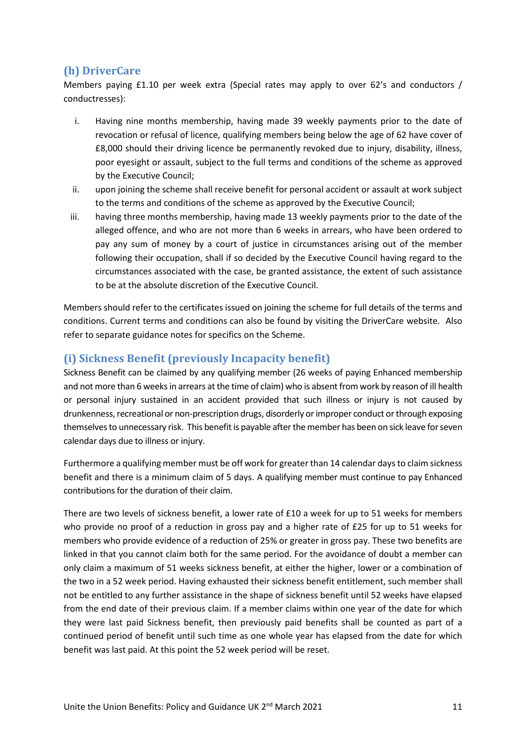## (h) DriverCare

Members paying £1.10 per week extra (Special rates may apply to over 62's and conductors / conductresses):

i. Having nine months membership, having made 39 weekly payments prior to the date of revocation or refusal of licence, qualifying members being below the age of 62 have cover of £8,000 should their driving licence be permanently revoked due to injury, disability, illness, poor eyesight or assault, subject to the full terms and conditions of the scheme as approved by the Executive Council;

ii. upon joining the scheme shall receive benefit for personal accident or assault at work subject to the terms and conditions of the scheme as approved by the Executive Council;

iii. having three months membership, having made 13 weekly payments prior to the date of the alleged offence, and who are not more than 6 weeks in arrears, who have been ordered to pay any sum of money by a court of justice in circumstances arising out of the member following their occupation, shall if so decided by the Executive Council having regard to the circumstances associated with the case, be granted assistance, the extent of such assistance to be at the absolute discretion of the Executive Council.

Members should refer to the certificates issued on joining the scheme for full details of the terms and conditions. Current terms and conditions can also be found by visiting the DriverCare website. Also refer to separate guidance notes for specifics on the Scheme.

## (i) Sickness Benefit (previously Incapacity benefit)

Sickness Benefit can be claimed by any qualifying member (26 weeks of paying Enhanced membership and not more than 6 weeks in arrears at the time of claim) who is absent from work by reason of ill health or personal injury sustained in an accident provided that such illness or injury is not caused by drunkenness, recreational or non-prescription drugs, disorderly or improper conduct or through exposing themselves to unnecessary risk. This benefit is payable after the member has been on sick leave for seven calendar days due to illness or injury.

Furthermore a qualifying member must be off work for greater than 14 calendar days to claim sickness benefit and there is a minimum claim of 5 days. A qualifying member must continue to pay Enhanced contributions for the duration of their claim.

There are two levels of sickness benefit, a lower rate of £10 a week for up to 51 weeks for members who provide no proof of a reduction in gross pay and a higher rate of £25 for up to 51 weeks for members who provide evidence of a reduction of 25% or greater in gross pay. These two benefits are linked in that you cannot claim both for the same period. For the avoidance of doubt a member can only claim a maximum of 51 weeks sickness benefit, at either the higher, lower or a combination of the two in a 52 week period. Having exhausted their sickness benefit entitlement, such member shall not be entitled to any further assistance in the shape of sickness benefit until 52 weeks have elapsed from the end date of their previous claim. If a member claims within one year of the date for which they were last paid Sickness benefit, then previously paid benefits shall be counted as part of a continued period of benefit until such time as one whole year has elapsed from the date for which benefit was last paid. At this point the 52 week period will be reset.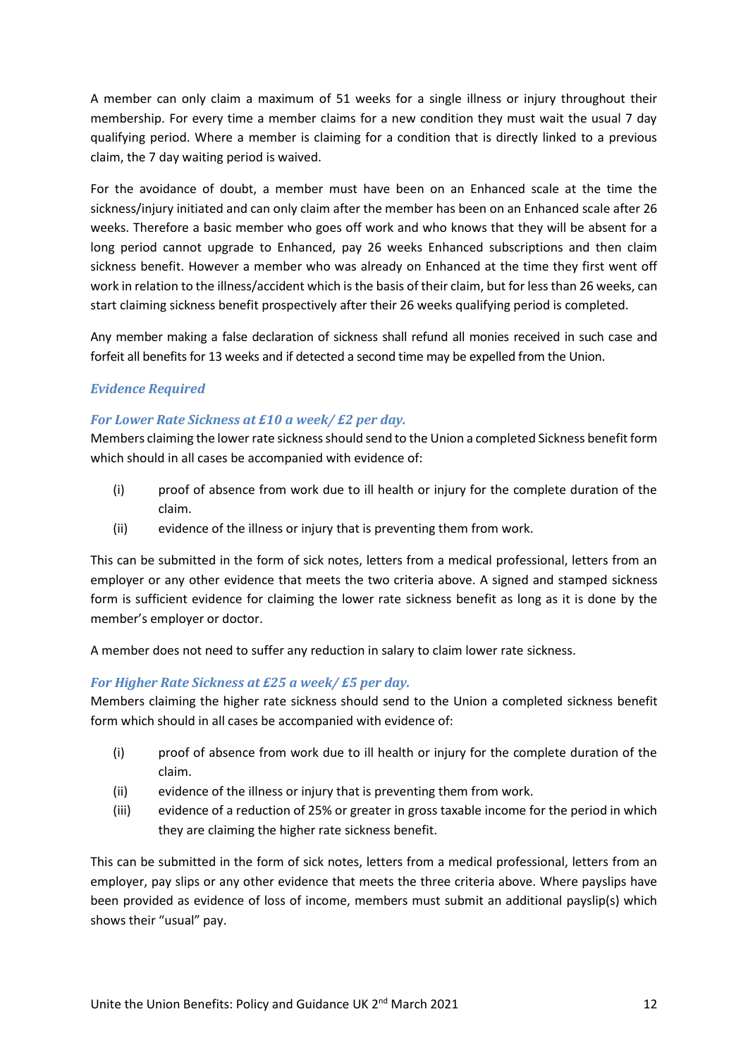A member can only claim a maximum of 51 weeks for a single illness or injury throughout their membership. For every time a member claims for a new condition they must wait the usual 7 day qualifying period. Where a member is claiming for a condition that is directly linked to a previous claim, the 7 day waiting period is waived.

For the avoidance of doubt, a member must have been on an Enhanced scale at the time the sickness/injury initiated and can only claim after the member has been on an Enhanced scale after 26 weeks. Therefore a basic member who goes off work and who knows that they will be absent for a long period cannot upgrade to Enhanced, pay 26 weeks Enhanced subscriptions and then claim sickness benefit. However a member who was already on Enhanced at the time they first went off work in relation to the illness/accident which is the basis of their claim, but for less than 26 weeks, can start claiming sickness benefit prospectively after their 26 weeks qualifying period is completed.

Any member making a false declaration of sickness shall refund all monies received in such case and forfeit all benefits for 13 weeks and if detected a second time may be expelled from the Union.

### *Evidence Required*

#### *For Lower Rate Sickness at £10 a week/ £2 per day.*

Members claiming the lower rate sickness should send to the Union a completed Sickness benefit form which should in all cases be accompanied with evidence of:

(i) proof of absence from work due to ill health or injury for the complete duration of the claim.

(ii) evidence of the illness or injury that is preventing them from work.

This can be submitted in the form of sick notes, letters from a medical professional, letters from an employer or any other evidence that meets the two criteria above. A signed and stamped sickness form is sufficient evidence for claiming the lower rate sickness benefit as long as it is done by the member's employer or doctor.

A member does not need to suffer any reduction in salary to claim lower rate sickness.

#### *For Higher Rate Sickness at £25 a week/ £5 per day.*

Members claiming the higher rate sickness should send to the Union a completed sickness benefit form which should in all cases be accompanied with evidence of:

(i) proof of absence from work due to ill health or injury for the complete duration of the claim.

(ii) evidence of the illness or injury that is preventing them from work.

(iii) evidence of a reduction of 25% or greater in gross taxable income for the period in which they are claiming the higher rate sickness benefit.

This can be submitted in the form of sick notes, letters from a medical professional, letters from an employer, pay slips or any other evidence that meets the three criteria above. Where payslips have been provided as evidence of loss of income, members must submit an additional payslip(s) which shows their "usual" pay.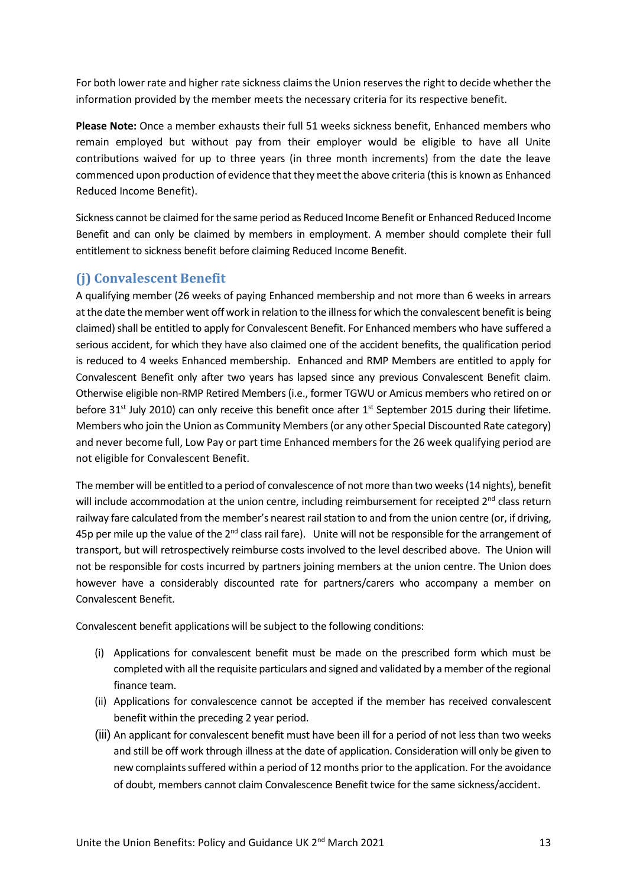For both lower rate and higher rate sickness claims the Union reserves the right to decide whether the information provided by the member meets the necessary criteria for its respective benefit.

**Please Note:** Once a member exhausts their full 51 weeks sickness benefit, Enhanced members who remain employed but without pay from their employer would be eligible to have all Unite contributions waived for up to three years (in three month increments) from the date the leave commenced upon production of evidence that they meet the above criteria (this is known as Enhanced Reduced Income Benefit).

Sickness cannot be claimed for the same period as Reduced Income Benefit or Enhanced Reduced Income Benefit and can only be claimed by members in employment. A member should complete their full entitlement to sickness benefit before claiming Reduced Income Benefit.

## (j) Convalescent Benefit

A qualifying member (26 weeks of paying Enhanced membership and not more than 6 weeks in arrears at the date the member went off work in relation to the illness for which the convalescent benefit is being claimed) shall be entitled to apply for Convalescent Benefit. For Enhanced members who have suffered a serious accident, for which they have also claimed one of the accident benefits, the qualification period is reduced to 4 weeks Enhanced membership. Enhanced and RMP Members are entitled to apply for Convalescent Benefit only after two years has lapsed since any previous Convalescent Benefit claim. Otherwise eligible non-RMP Retired Members (i.e., former TGWU or Amicus members who retired on or before 31st July 2010) can only receive this benefit once after 1st September 2015 during their lifetime. Members who join the Union as Community Members (or any other Special Discounted Rate category) and never become full, Low Pay or part time Enhanced members for the 26 week qualifying period are not eligible for Convalescent Benefit.

The member will be entitled to a period of convalescence of not more than two weeks (14 nights), benefit will include accommodation at the union centre, including reimbursement for receipted 2nd class return railway fare calculated from the member's nearest rail station to and from the union centre (or, if driving, 45p per mile up the value of the 2nd class rail fare). Unite will not be responsible for the arrangement of transport, but will retrospectively reimburse costs involved to the level described above. The Union will not be responsible for costs incurred by partners joining members at the union centre. The Union does however have a considerably discounted rate for partners/carers who accompany a member on Convalescent Benefit.

Convalescent benefit applications will be subject to the following conditions:

(i) Applications for convalescent benefit must be made on the prescribed form which must be completed with all the requisite particulars and signed and validated by a member of the regional finance team.

(ii) Applications for convalescence cannot be accepted if the member has received convalescent benefit within the preceding 2 year period.

(iii) An applicant for convalescent benefit must have been ill for a period of not less than two weeks and still be off work through illness at the date of application. Consideration will only be given to new complaints suffered within a period of 12 months prior to the application. For the avoidance of doubt, members cannot claim Convalescence Benefit twice for the same sickness/accident.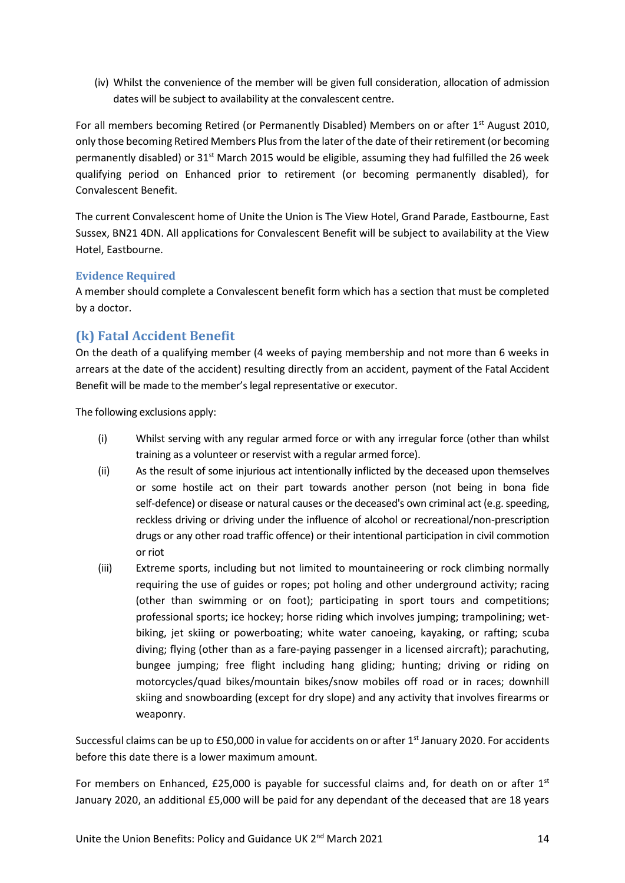(iv) Whilst the convenience of the member will be given full consideration, allocation of admission dates will be subject to availability at the convalescent centre.

For all members becoming Retired (or Permanently Disabled) Members on or after 1st August 2010, only those becoming Retired Members Plus from the later of the date of their retirement (or becoming permanently disabled) or 31st March 2015 would be eligible, assuming they had fulfilled the 26 week qualifying period on Enhanced prior to retirement (or becoming permanently disabled), for Convalescent Benefit.

The current Convalescent home of Unite the Union is The View Hotel, Grand Parade, Eastbourne, East Sussex, BN21 4DN. All applications for Convalescent Benefit will be subject to availability at the View Hotel, Eastbourne.

### Evidence Required

A member should complete a Convalescent benefit form which has a section that must be completed by a doctor.

## (k) Fatal Accident Benefit

On the death of a qualifying member (4 weeks of paying membership and not more than 6 weeks in arrears at the date of the accident) resulting directly from an accident, payment of the Fatal Accident Benefit will be made to the member's legal representative or executor.

The following exclusions apply:

(i) Whilst serving with any regular armed force or with any irregular force (other than whilst training as a volunteer or reservist with a regular armed force).

(ii) As the result of some injurious act intentionally inflicted by the deceased upon themselves or some hostile act on their part towards another person (not being in bona fide self-defence) or disease or natural causes or the deceased's own criminal act (e.g. speeding, reckless driving or driving under the influence of alcohol or recreational/non-prescription drugs or any other road traffic offence) or their intentional participation in civil commotion or riot

(iii) Extreme sports, including but not limited to mountaineering or rock climbing normally requiring the use of guides or ropes; pot holing and other underground activity; racing (other than swimming or on foot); participating in sport tours and competitions; professional sports; ice hockey; horse riding which involves jumping; trampolining; wet-biking, jet skiing or powerboating; white water canoeing, kayaking, or rafting; scuba diving; flying (other than as a fare-paying passenger in a licensed aircraft); parachuting, bungee jumping; free flight including hang gliding; hunting; driving or riding on motorcycles/quad bikes/mountain bikes/snow mobiles off road or in races; downhill skiing and snowboarding (except for dry slope) and any activity that involves firearms or weaponry.

Successful claims can be up to £50,000 in value for accidents on or after 1st January 2020. For accidents before this date there is a lower maximum amount.

For members on Enhanced, £25,000 is payable for successful claims and, for death on or after 1st January 2020, an additional £5,000 will be paid for any dependant of the deceased that are 18 years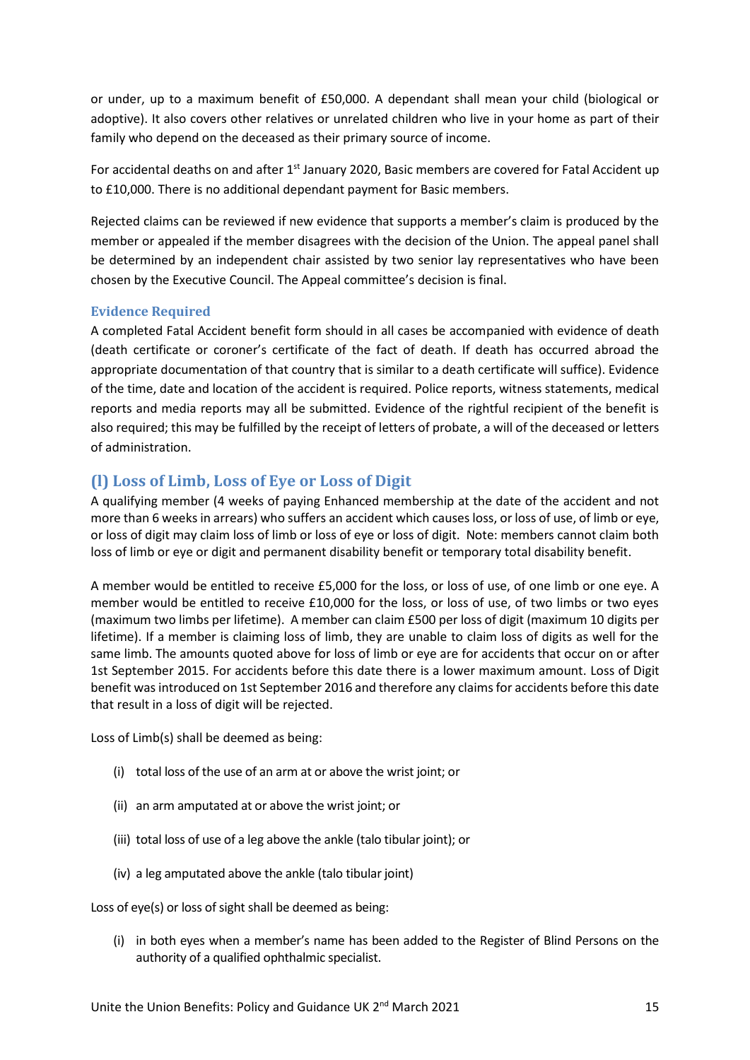or under, up to a maximum benefit of £50,000. A dependant shall mean your child (biological or adoptive). It also covers other relatives or unrelated children who live in your home as part of their family who depend on the deceased as their primary source of income.

For accidental deaths on and after 1st January 2020, Basic members are covered for Fatal Accident up to £10,000. There is no additional dependant payment for Basic members.

Rejected claims can be reviewed if new evidence that supports a member's claim is produced by the member or appealed if the member disagrees with the decision of the Union. The appeal panel shall be determined by an independent chair assisted by two senior lay representatives who have been chosen by the Executive Council. The Appeal committee's decision is final.

#### Evidence Required

A completed Fatal Accident benefit form should in all cases be accompanied with evidence of death (death certificate or coroner's certificate of the fact of death. If death has occurred abroad the appropriate documentation of that country that is similar to a death certificate will suffice). Evidence of the time, date and location of the accident is required. Police reports, witness statements, medical reports and media reports may all be submitted. Evidence of the rightful recipient of the benefit is also required; this may be fulfilled by the receipt of letters of probate, a will of the deceased or letters of administration.

### (l) Loss of Limb, Loss of Eye or Loss of Digit

A qualifying member (4 weeks of paying Enhanced membership at the date of the accident and not more than 6 weeks in arrears) who suffers an accident which causes loss, or loss of use, of limb or eye, or loss of digit may claim loss of limb or loss of eye or loss of digit. Note: members cannot claim both loss of limb or eye or digit and permanent disability benefit or temporary total disability benefit.

A member would be entitled to receive £5,000 for the loss, or loss of use, of one limb or one eye. A member would be entitled to receive £10,000 for the loss, or loss of use, of two limbs or two eyes (maximum two limbs per lifetime). A member can claim £500 per loss of digit (maximum 10 digits per lifetime). If a member is claiming loss of limb, they are unable to claim loss of digits as well for the same limb. The amounts quoted above for loss of limb or eye are for accidents that occur on or after 1st September 2015. For accidents before this date there is a lower maximum amount. Loss of Digit benefit was introduced on 1st September 2016 and therefore any claims for accidents before this date that result in a loss of digit will be rejected.

Loss of Limb(s) shall be deemed as being:

(i) total loss of the use of an arm at or above the wrist joint; or

(ii) an arm amputated at or above the wrist joint; or

(iii) total loss of use of a leg above the ankle (talo tibular joint); or

(iv) a leg amputated above the ankle (talo tibular joint)

Loss of eye(s) or loss of sight shall be deemed as being:

(i) in both eyes when a member's name has been added to the Register of Blind Persons on the authority of a qualified ophthalmic specialist.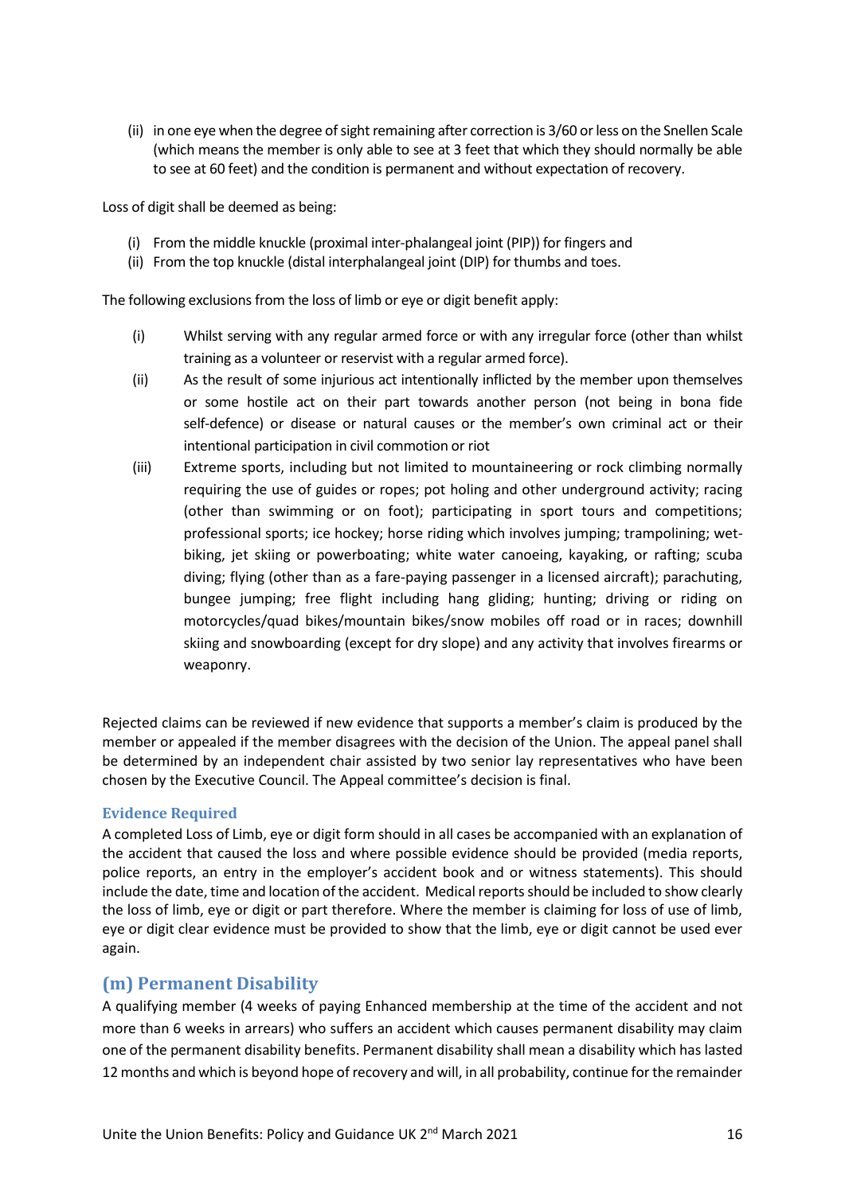(ii) in one eye when the degree of sight remaining after correction is 3/60 or less on the Snellen Scale (which means the member is only able to see at 3 feet that which they should normally be able to see at 60 feet) and the condition is permanent and without expectation of recovery.

Loss of digit shall be deemed as being:

(i) From the middle knuckle (proximal inter-phalangeal joint (PIP)) for fingers and
(ii) From the top knuckle (distal interphalangeal joint (DIP) for thumbs and toes.

The following exclusions from the loss of limb or eye or digit benefit apply:

(i) Whilst serving with any regular armed force or with any irregular force (other than whilst training as a volunteer or reservist with a regular armed force).

(ii) As the result of some injurious act intentionally inflicted by the member upon themselves or some hostile act on their part towards another person (not being in bona fide self-defence) or disease or natural causes or the member's own criminal act or their intentional participation in civil commotion or riot

(iii) Extreme sports, including but not limited to mountaineering or rock climbing normally requiring the use of guides or ropes; pot holing and other underground activity; racing (other than swimming or on foot); participating in sport tours and competitions; professional sports; ice hockey; horse riding which involves jumping; trampolining; wet-biking, jet skiing or powerboating; white water canoeing, kayaking, or rafting; scuba diving; flying (other than as a fare-paying passenger in a licensed aircraft); parachuting, bungee jumping; free flight including hang gliding; hunting; driving or riding on motorcycles/quad bikes/mountain bikes/snow mobiles off road or in races; downhill skiing and snowboarding (except for dry slope) and any activity that involves firearms or weaponry.

Rejected claims can be reviewed if new evidence that supports a member's claim is produced by the member or appealed if the member disagrees with the decision of the Union. The appeal panel shall be determined by an independent chair assisted by two senior lay representatives who have been chosen by the Executive Council. The Appeal committee's decision is final.

### Evidence Required

A completed Loss of Limb, eye or digit form should in all cases be accompanied with an explanation of the accident that caused the loss and where possible evidence should be provided (media reports, police reports, an entry in the employer's accident book and or witness statements). This should include the date, time and location of the accident. Medical reports should be included to show clearly the loss of limb, eye or digit or part therefore. Where the member is claiming for loss of use of limb, eye or digit clear evidence must be provided to show that the limb, eye or digit cannot be used ever again.

## (m) Permanent Disability

A qualifying member (4 weeks of paying Enhanced membership at the time of the accident and not more than 6 weeks in arrears) who suffers an accident which causes permanent disability may claim one of the permanent disability benefits. Permanent disability shall mean a disability which has lasted 12 months and which is beyond hope of recovery and will, in all probability, continue for the remainder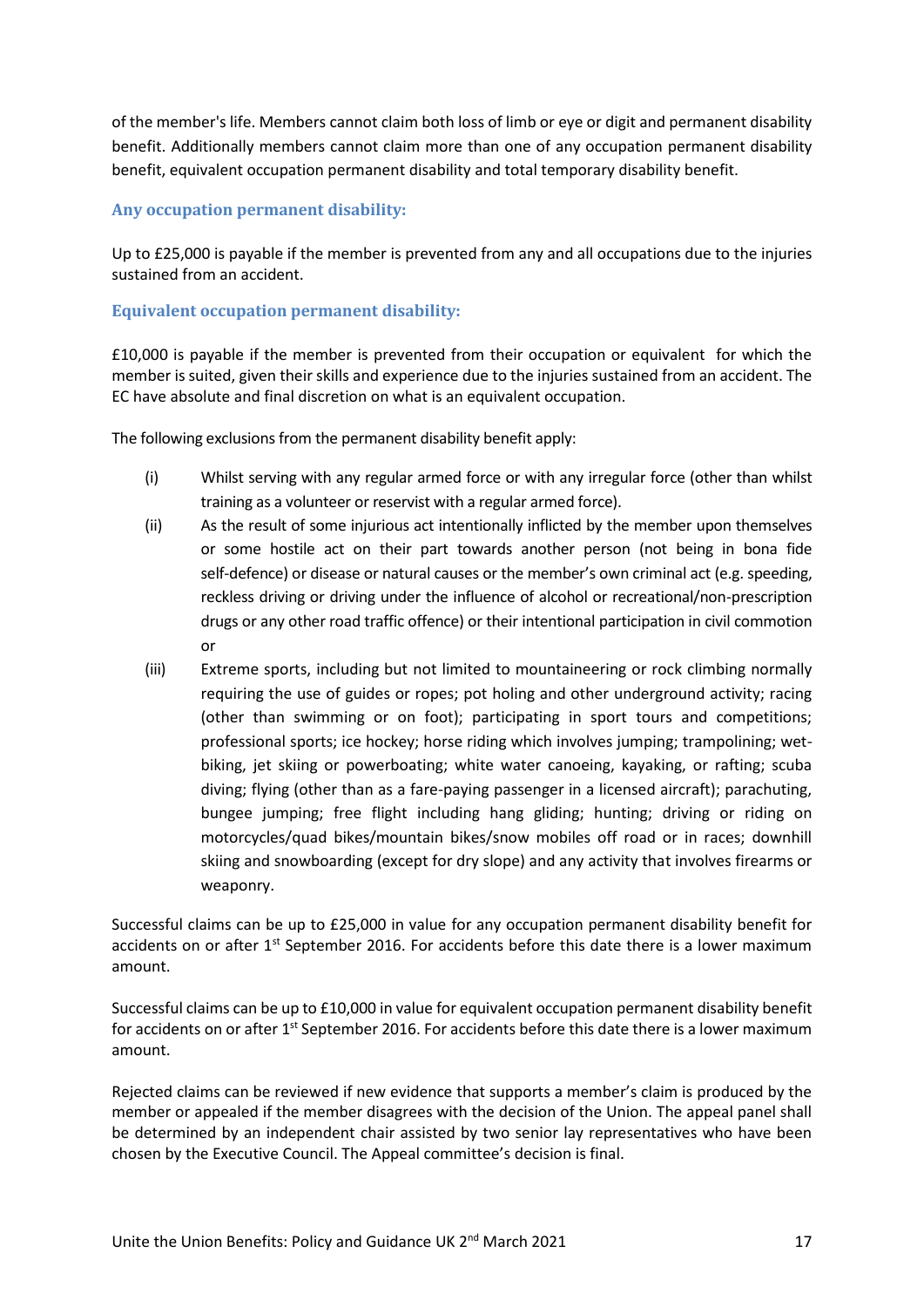of the member's life. Members cannot claim both loss of limb or eye or digit and permanent disability benefit. Additionally members cannot claim more than one of any occupation permanent disability benefit, equivalent occupation permanent disability and total temporary disability benefit.

### Any occupation permanent disability:

Up to £25,000 is payable if the member is prevented from any and all occupations due to the injuries sustained from an accident.

### Equivalent occupation permanent disability:

£10,000 is payable if the member is prevented from their occupation or equivalent for which the member is suited, given their skills and experience due to the injuries sustained from an accident. The EC have absolute and final discretion on what is an equivalent occupation.

The following exclusions from the permanent disability benefit apply:

(i) Whilst serving with any regular armed force or with any irregular force (other than whilst training as a volunteer or reservist with a regular armed force).

(ii) As the result of some injurious act intentionally inflicted by the member upon themselves or some hostile act on their part towards another person (not being in bona fide self-defence) or disease or natural causes or the member's own criminal act (e.g. speeding, reckless driving or driving under the influence of alcohol or recreational/non-prescription drugs or any other road traffic offence) or their intentional participation in civil commotion or

(iii) Extreme sports, including but not limited to mountaineering or rock climbing normally requiring the use of guides or ropes; pot holing and other underground activity; racing (other than swimming or on foot); participating in sport tours and competitions; professional sports; ice hockey; horse riding which involves jumping; trampolining; wet-biking, jet skiing or powerboating; white water canoeing, kayaking, or rafting; scuba diving; flying (other than as a fare-paying passenger in a licensed aircraft); parachuting, bungee jumping; free flight including hang gliding; hunting; driving or riding on motorcycles/quad bikes/mountain bikes/snow mobiles off road or in races; downhill skiing and snowboarding (except for dry slope) and any activity that involves firearms or weaponry.

Successful claims can be up to £25,000 in value for any occupation permanent disability benefit for accidents on or after 1st September 2016. For accidents before this date there is a lower maximum amount.

Successful claims can be up to £10,000 in value for equivalent occupation permanent disability benefit for accidents on or after 1st September 2016. For accidents before this date there is a lower maximum amount.

Rejected claims can be reviewed if new evidence that supports a member's claim is produced by the member or appealed if the member disagrees with the decision of the Union. The appeal panel shall be determined by an independent chair assisted by two senior lay representatives who have been chosen by the Executive Council. The Appeal committee's decision is final.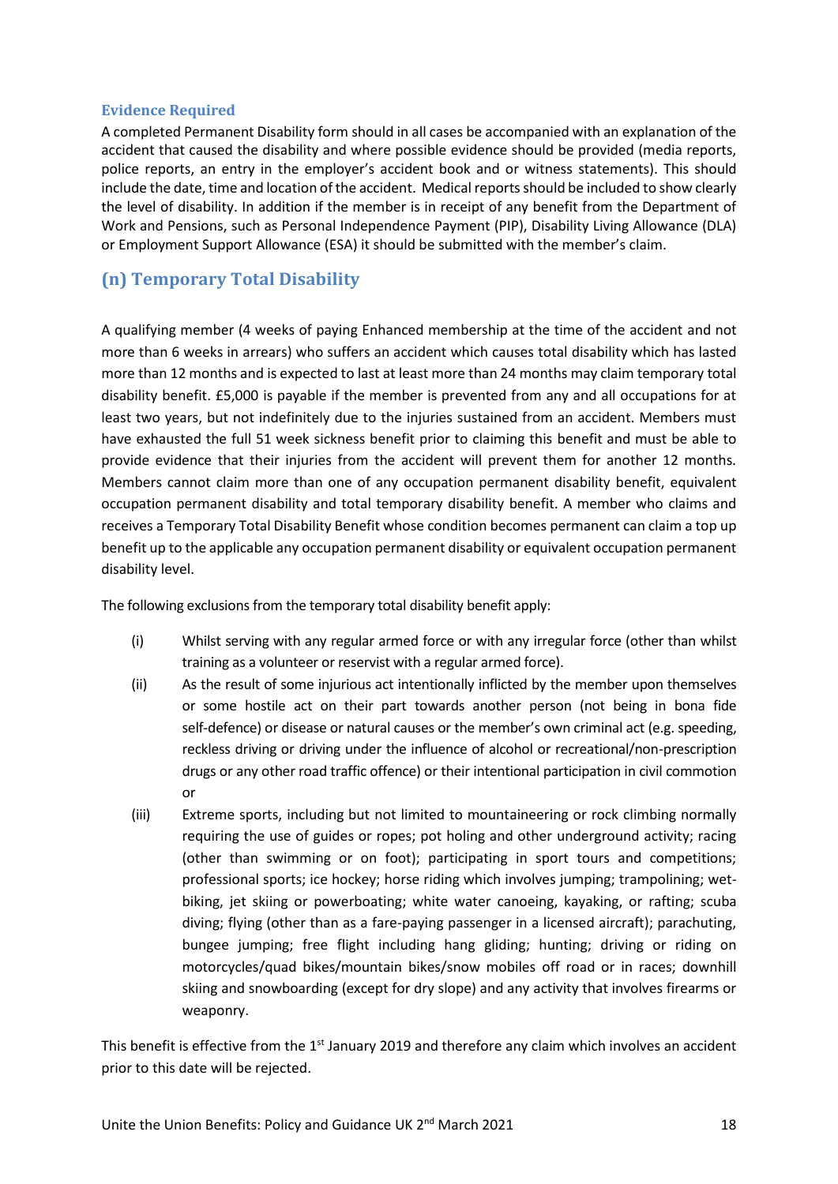### Evidence Required

A completed Permanent Disability form should in all cases be accompanied with an explanation of the accident that caused the disability and where possible evidence should be provided (media reports, police reports, an entry in the employer's accident book and or witness statements). This should include the date, time and location of the accident. Medical reports should be included to show clearly the level of disability. In addition if the member is in receipt of any benefit from the Department of Work and Pensions, such as Personal Independence Payment (PIP), Disability Living Allowance (DLA) or Employment Support Allowance (ESA) it should be submitted with the member's claim.

## (n) Temporary Total Disability

A qualifying member (4 weeks of paying Enhanced membership at the time of the accident and not more than 6 weeks in arrears) who suffers an accident which causes total disability which has lasted more than 12 months and is expected to last at least more than 24 months may claim temporary total disability benefit. £5,000 is payable if the member is prevented from any and all occupations for at least two years, but not indefinitely due to the injuries sustained from an accident. Members must have exhausted the full 51 week sickness benefit prior to claiming this benefit and must be able to provide evidence that their injuries from the accident will prevent them for another 12 months. Members cannot claim more than one of any occupation permanent disability benefit, equivalent occupation permanent disability and total temporary disability benefit. A member who claims and receives a Temporary Total Disability Benefit whose condition becomes permanent can claim a top up benefit up to the applicable any occupation permanent disability or equivalent occupation permanent disability level.

The following exclusions from the temporary total disability benefit apply:

(i) Whilst serving with any regular armed force or with any irregular force (other than whilst training as a volunteer or reservist with a regular armed force).

(ii) As the result of some injurious act intentionally inflicted by the member upon themselves or some hostile act on their part towards another person (not being in bona fide self-defence) or disease or natural causes or the member's own criminal act (e.g. speeding, reckless driving or driving under the influence of alcohol or recreational/non-prescription drugs or any other road traffic offence) or their intentional participation in civil commotion or

(iii) Extreme sports, including but not limited to mountaineering or rock climbing normally requiring the use of guides or ropes; pot holing and other underground activity; racing (other than swimming or on foot); participating in sport tours and competitions; professional sports; ice hockey; horse riding which involves jumping; trampolining; wet-biking, jet skiing or powerboating; white water canoeing, kayaking, or rafting; scuba diving; flying (other than as a fare-paying passenger in a licensed aircraft); parachuting, bungee jumping; free flight including hang gliding; hunting; driving or riding on motorcycles/quad bikes/mountain bikes/snow mobiles off road or in races; downhill skiing and snowboarding (except for dry slope) and any activity that involves firearms or weaponry.

This benefit is effective from the 1st January 2019 and therefore any claim which involves an accident prior to this date will be rejected.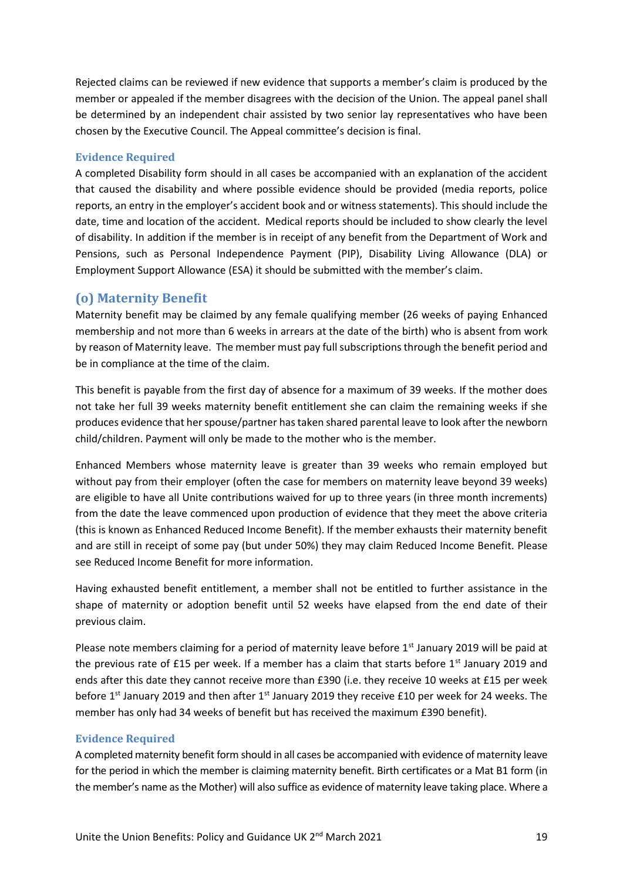Rejected claims can be reviewed if new evidence that supports a member's claim is produced by the member or appealed if the member disagrees with the decision of the Union. The appeal panel shall be determined by an independent chair assisted by two senior lay representatives who have been chosen by the Executive Council. The Appeal committee's decision is final.

### Evidence Required

A completed Disability form should in all cases be accompanied with an explanation of the accident that caused the disability and where possible evidence should be provided (media reports, police reports, an entry in the employer's accident book and or witness statements). This should include the date, time and location of the accident. Medical reports should be included to show clearly the level of disability. In addition if the member is in receipt of any benefit from the Department of Work and Pensions, such as Personal Independence Payment (PIP), Disability Living Allowance (DLA) or Employment Support Allowance (ESA) it should be submitted with the member's claim.

## (o) Maternity Benefit

Maternity benefit may be claimed by any female qualifying member (26 weeks of paying Enhanced membership and not more than 6 weeks in arrears at the date of the birth) who is absent from work by reason of Maternity leave. The member must pay full subscriptions through the benefit period and be in compliance at the time of the claim.

This benefit is payable from the first day of absence for a maximum of 39 weeks. If the mother does not take her full 39 weeks maternity benefit entitlement she can claim the remaining weeks if she produces evidence that her spouse/partner has taken shared parental leave to look after the newborn child/children. Payment will only be made to the mother who is the member.

Enhanced Members whose maternity leave is greater than 39 weeks who remain employed but without pay from their employer (often the case for members on maternity leave beyond 39 weeks) are eligible to have all Unite contributions waived for up to three years (in three month increments) from the date the leave commenced upon production of evidence that they meet the above criteria (this is known as Enhanced Reduced Income Benefit). If the member exhausts their maternity benefit and are still in receipt of some pay (but under 50%) they may claim Reduced Income Benefit. Please see Reduced Income Benefit for more information.

Having exhausted benefit entitlement, a member shall not be entitled to further assistance in the shape of maternity or adoption benefit until 52 weeks have elapsed from the end date of their previous claim.

Please note members claiming for a period of maternity leave before 1st January 2019 will be paid at the previous rate of £15 per week. If a member has a claim that starts before 1st January 2019 and ends after this date they cannot receive more than £390 (i.e. they receive 10 weeks at £15 per week before 1st January 2019 and then after 1st January 2019 they receive £10 per week for 24 weeks. The member has only had 34 weeks of benefit but has received the maximum £390 benefit).

### Evidence Required

A completed maternity benefit form should in all cases be accompanied with evidence of maternity leave for the period in which the member is claiming maternity benefit. Birth certificates or a Mat B1 form (in the member's name as the Mother) will also suffice as evidence of maternity leave taking place. Where a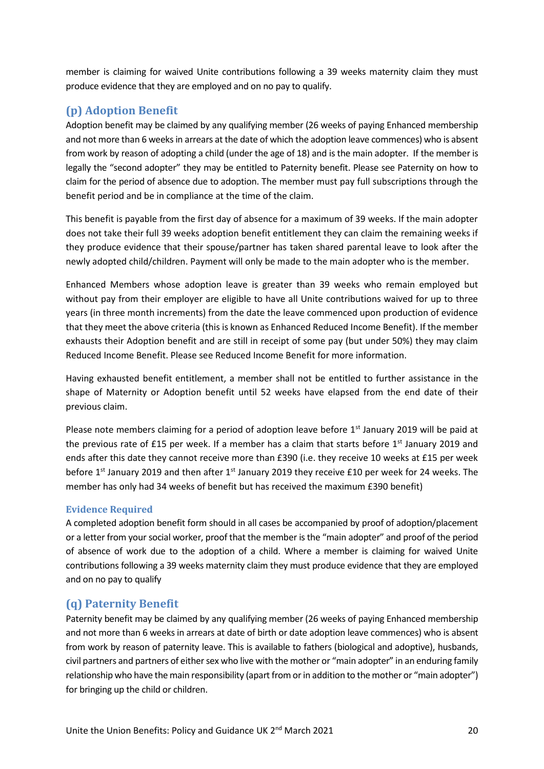member is claiming for waived Unite contributions following a 39 weeks maternity claim they must produce evidence that they are employed and on no pay to qualify.

## (p) Adoption Benefit

Adoption benefit may be claimed by any qualifying member (26 weeks of paying Enhanced membership and not more than 6 weeks in arrears at the date of which the adoption leave commences) who is absent from work by reason of adopting a child (under the age of 18) and is the main adopter. If the member is legally the "second adopter" they may be entitled to Paternity benefit. Please see Paternity on how to claim for the period of absence due to adoption. The member must pay full subscriptions through the benefit period and be in compliance at the time of the claim.

This benefit is payable from the first day of absence for a maximum of 39 weeks. If the main adopter does not take their full 39 weeks adoption benefit entitlement they can claim the remaining weeks if they produce evidence that their spouse/partner has taken shared parental leave to look after the newly adopted child/children. Payment will only be made to the main adopter who is the member.

Enhanced Members whose adoption leave is greater than 39 weeks who remain employed but without pay from their employer are eligible to have all Unite contributions waived for up to three years (in three month increments) from the date the leave commenced upon production of evidence that they meet the above criteria (this is known as Enhanced Reduced Income Benefit). If the member exhausts their Adoption benefit and are still in receipt of some pay (but under 50%) they may claim Reduced Income Benefit. Please see Reduced Income Benefit for more information.

Having exhausted benefit entitlement, a member shall not be entitled to further assistance in the shape of Maternity or Adoption benefit until 52 weeks have elapsed from the end date of their previous claim.

Please note members claiming for a period of adoption leave before 1st January 2019 will be paid at the previous rate of £15 per week. If a member has a claim that starts before 1st January 2019 and ends after this date they cannot receive more than £390 (i.e. they receive 10 weeks at £15 per week before 1st January 2019 and then after 1st January 2019 they receive £10 per week for 24 weeks. The member has only had 34 weeks of benefit but has received the maximum £390 benefit)

### Evidence Required

A completed adoption benefit form should in all cases be accompanied by proof of adoption/placement or a letter from your social worker, proof that the member is the "main adopter" and proof of the period of absence of work due to the adoption of a child. Where a member is claiming for waived Unite contributions following a 39 weeks maternity claim they must produce evidence that they are employed and on no pay to qualify

## (q) Paternity Benefit

Paternity benefit may be claimed by any qualifying member (26 weeks of paying Enhanced membership and not more than 6 weeks in arrears at date of birth or date adoption leave commences) who is absent from work by reason of paternity leave. This is available to fathers (biological and adoptive), husbands, civil partners and partners of either sex who live with the mother or "main adopter" in an enduring family relationship who have the main responsibility (apart from or in addition to the mother or "main adopter") for bringing up the child or children.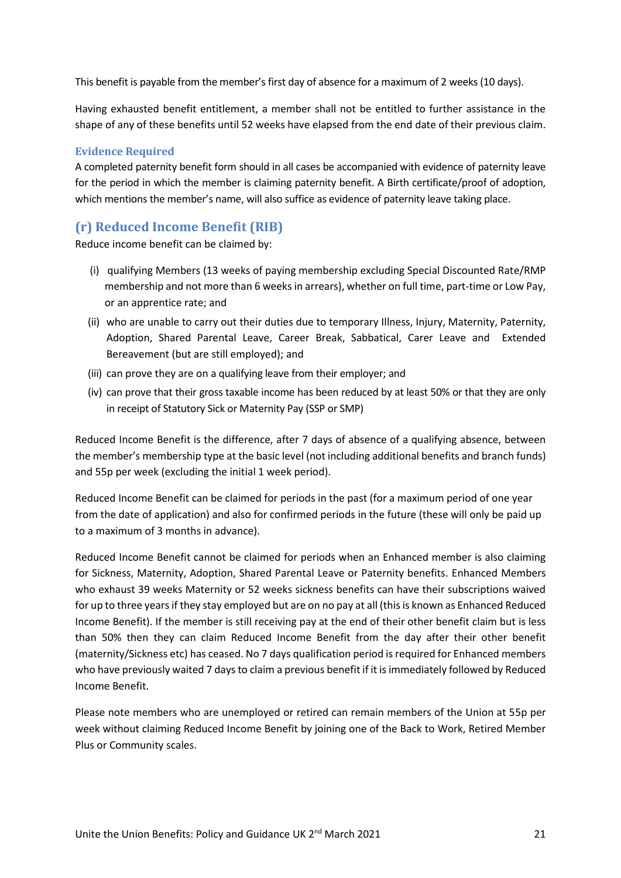This benefit is payable from the member's first day of absence for a maximum of 2 weeks (10 days).

Having exhausted benefit entitlement, a member shall not be entitled to further assistance in the shape of any of these benefits until 52 weeks have elapsed from the end date of their previous claim.

### Evidence Required

A completed paternity benefit form should in all cases be accompanied with evidence of paternity leave for the period in which the member is claiming paternity benefit. A Birth certificate/proof of adoption, which mentions the member's name, will also suffice as evidence of paternity leave taking place.

## (r) Reduced Income Benefit (RIB)

Reduce income benefit can be claimed by:

- (i) qualifying Members (13 weeks of paying membership excluding Special Discounted Rate/RMP membership and not more than 6 weeks in arrears), whether on full time, part-time or Low Pay, or an apprentice rate; and
- (ii) who are unable to carry out their duties due to temporary Illness, Injury, Maternity, Paternity, Adoption, Shared Parental Leave, Career Break, Sabbatical, Carer Leave and Extended Bereavement (but are still employed); and
- (iii) can prove they are on a qualifying leave from their employer; and
- (iv) can prove that their gross taxable income has been reduced by at least 50% or that they are only in receipt of Statutory Sick or Maternity Pay (SSP or SMP)

Reduced Income Benefit is the difference, after 7 days of absence of a qualifying absence, between the member's membership type at the basic level (not including additional benefits and branch funds) and 55p per week (excluding the initial 1 week period).

Reduced Income Benefit can be claimed for periods in the past (for a maximum period of one year from the date of application) and also for confirmed periods in the future (these will only be paid up to a maximum of 3 months in advance).

Reduced Income Benefit cannot be claimed for periods when an Enhanced member is also claiming for Sickness, Maternity, Adoption, Shared Parental Leave or Paternity benefits. Enhanced Members who exhaust 39 weeks Maternity or 52 weeks sickness benefits can have their subscriptions waived for up to three years if they stay employed but are on no pay at all (this is known as Enhanced Reduced Income Benefit). If the member is still receiving pay at the end of their other benefit claim but is less than 50% then they can claim Reduced Income Benefit from the day after their other benefit (maternity/Sickness etc) has ceased. No 7 days qualification period is required for Enhanced members who have previously waited 7 days to claim a previous benefit if it is immediately followed by Reduced Income Benefit.

Please note members who are unemployed or retired can remain members of the Union at 55p per week without claiming Reduced Income Benefit by joining one of the Back to Work, Retired Member Plus or Community scales.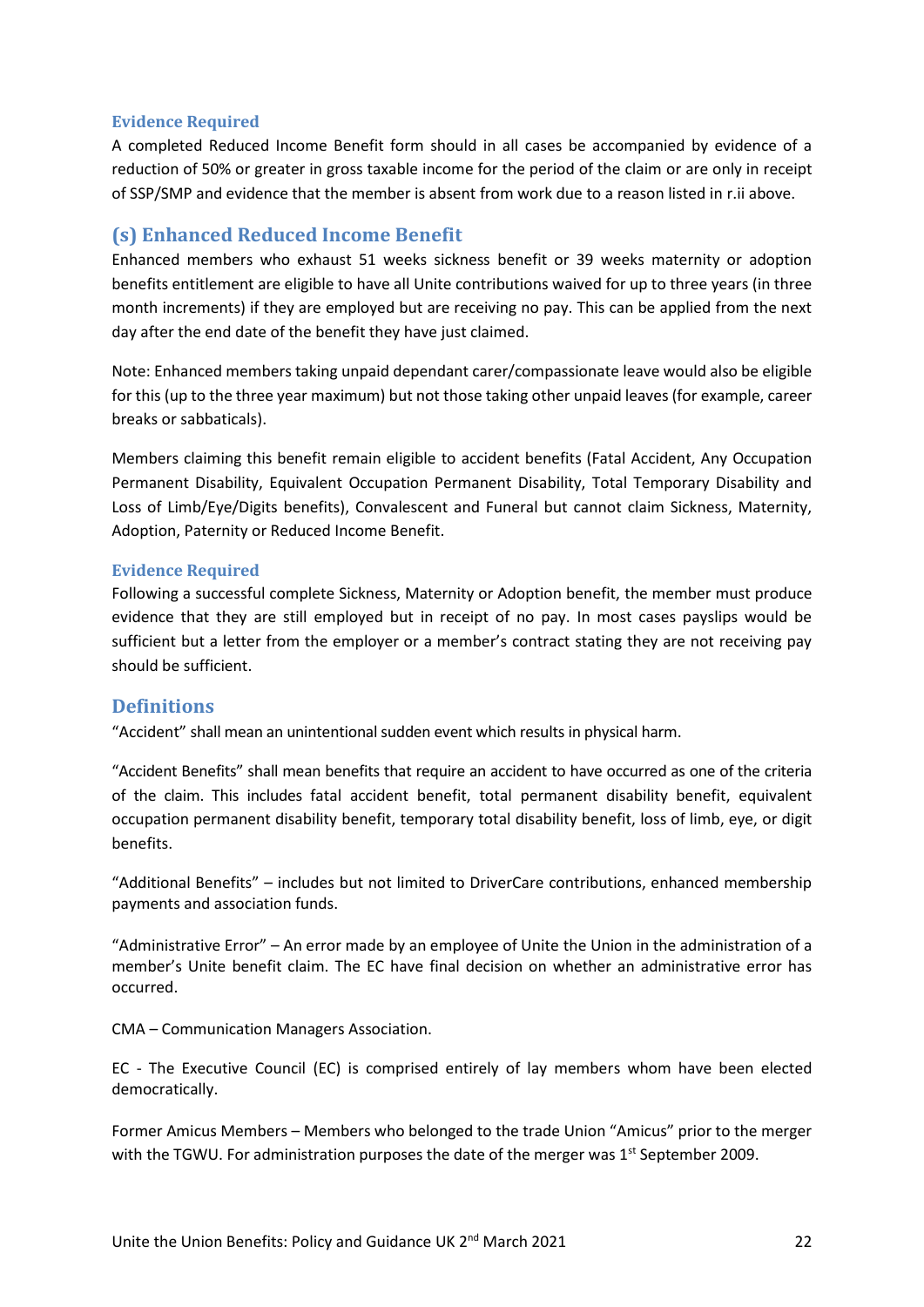#### Evidence Required

A completed Reduced Income Benefit form should in all cases be accompanied by evidence of a reduction of 50% or greater in gross taxable income for the period of the claim or are only in receipt of SSP/SMP and evidence that the member is absent from work due to a reason listed in r.ii above.

### (s) Enhanced Reduced Income Benefit

Enhanced members who exhaust 51 weeks sickness benefit or 39 weeks maternity or adoption benefits entitlement are eligible to have all Unite contributions waived for up to three years (in three month increments) if they are employed but are receiving no pay. This can be applied from the next day after the end date of the benefit they have just claimed.

Note: Enhanced members taking unpaid dependant carer/compassionate leave would also be eligible for this (up to the three year maximum) but not those taking other unpaid leaves (for example, career breaks or sabbaticals).

Members claiming this benefit remain eligible to accident benefits (Fatal Accident, Any Occupation Permanent Disability, Equivalent Occupation Permanent Disability, Total Temporary Disability and Loss of Limb/Eye/Digits benefits), Convalescent and Funeral but cannot claim Sickness, Maternity, Adoption, Paternity or Reduced Income Benefit.

#### Evidence Required

Following a successful complete Sickness, Maternity or Adoption benefit, the member must produce evidence that they are still employed but in receipt of no pay. In most cases payslips would be sufficient but a letter from the employer or a member's contract stating they are not receiving pay should be sufficient.

## Definitions

"Accident" shall mean an unintentional sudden event which results in physical harm.

"Accident Benefits" shall mean benefits that require an accident to have occurred as one of the criteria of the claim. This includes fatal accident benefit, total permanent disability benefit, equivalent occupation permanent disability benefit, temporary total disability benefit, loss of limb, eye, or digit benefits.

"Additional Benefits" – includes but not limited to DriverCare contributions, enhanced membership payments and association funds.

"Administrative Error" – An error made by an employee of Unite the Union in the administration of a member's Unite benefit claim. The EC have final decision on whether an administrative error has occurred.

CMA – Communication Managers Association.

EC - The Executive Council (EC) is comprised entirely of lay members whom have been elected democratically.

Former Amicus Members – Members who belonged to the trade Union "Amicus" prior to the merger with the TGWU. For administration purposes the date of the merger was 1st September 2009.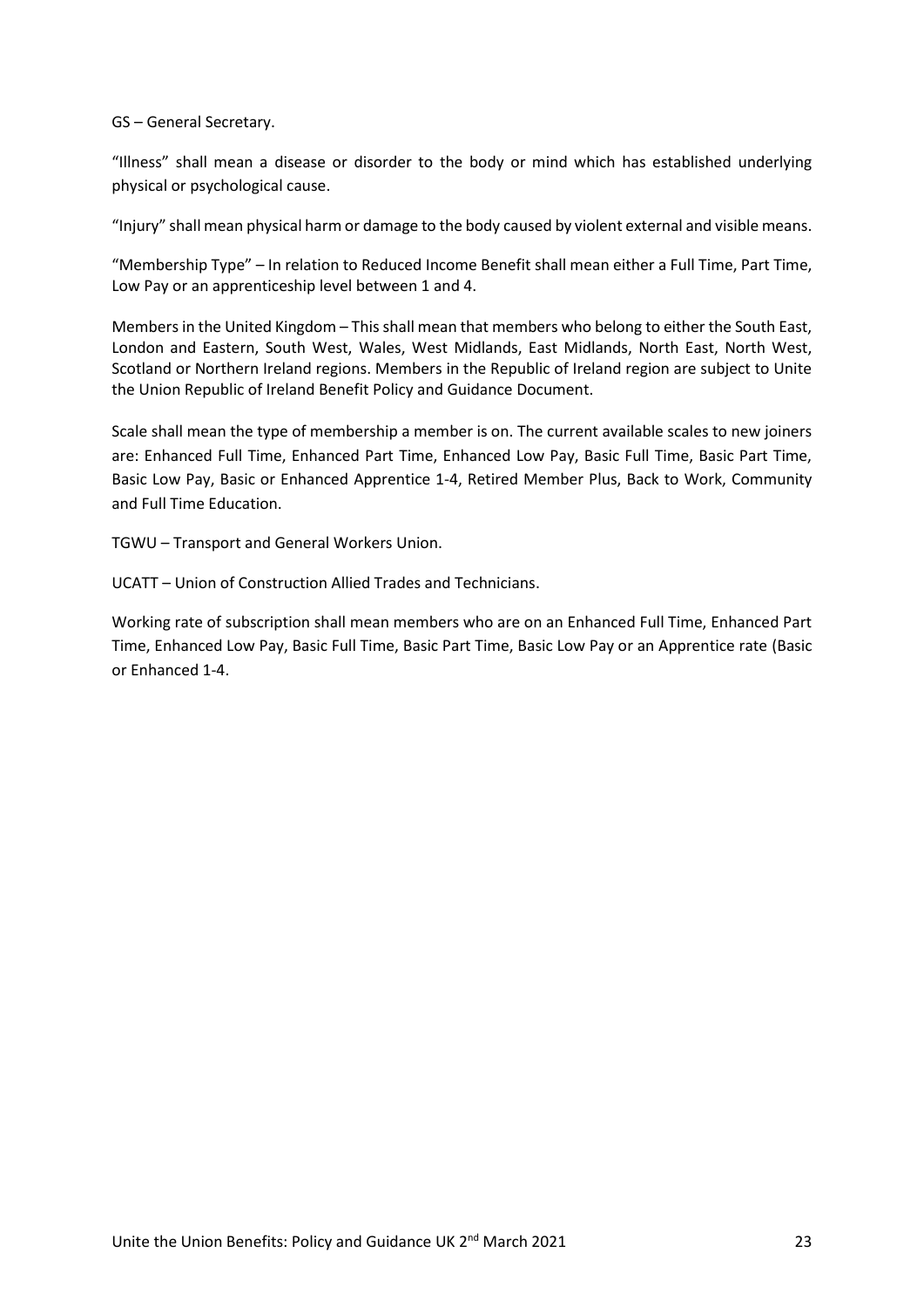GS – General Secretary.

“Illness” shall mean a disease or disorder to the body or mind which has established underlying physical or psychological cause.

“Injury” shall mean physical harm or damage to the body caused by violent external and visible means.

“Membership Type” – In relation to Reduced Income Benefit shall mean either a Full Time, Part Time, Low Pay or an apprenticeship level between 1 and 4.

Members in the United Kingdom – This shall mean that members who belong to either the South East, London and Eastern, South West, Wales, West Midlands, East Midlands, North East, North West, Scotland or Northern Ireland regions. Members in the Republic of Ireland region are subject to Unite the Union Republic of Ireland Benefit Policy and Guidance Document.

Scale shall mean the type of membership a member is on. The current available scales to new joiners are: Enhanced Full Time, Enhanced Part Time, Enhanced Low Pay, Basic Full Time, Basic Part Time, Basic Low Pay, Basic or Enhanced Apprentice 1-4, Retired Member Plus, Back to Work, Community and Full Time Education.

TGWU – Transport and General Workers Union.

UCATT – Union of Construction Allied Trades and Technicians.

Working rate of subscription shall mean members who are on an Enhanced Full Time, Enhanced Part Time, Enhanced Low Pay, Basic Full Time, Basic Part Time, Basic Low Pay or an Apprentice rate (Basic or Enhanced 1-4.